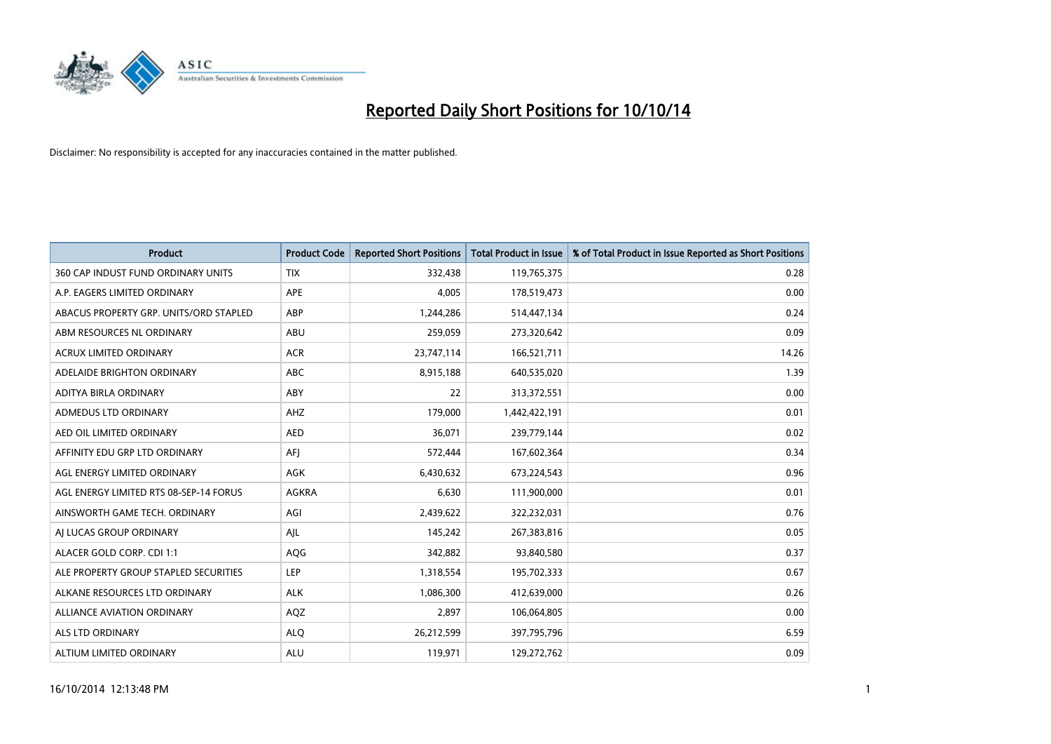# Reported Daily Short Positions for 10/10/14

Disclaimer: No responsibility is accepted for any inaccuracies contained in the matter published.

| Product | Product Code | Reported Short Positions | Total Product in Issue | % of Total Product in Issue Reported as Short Positions |
|---|---|---|---|---|
| 360 CAP INDUST FUND ORDINARY UNITS | TIX | 332,438 | 119,765,375 | 0.28 |
| A.P. EAGERS LIMITED ORDINARY | APE | 4,005 | 178,519,473 | 0.00 |
| ABACUS PROPERTY GRP. UNITS/ORD STAPLED | ABP | 1,244,286 | 514,447,134 | 0.24 |
| ABM RESOURCES NL ORDINARY | ABU | 259,059 | 273,320,642 | 0.09 |
| ACRUX LIMITED ORDINARY | ACR | 23,747,114 | 166,521,711 | 14.26 |
| ADELAIDE BRIGHTON ORDINARY | ABC | 8,915,188 | 640,535,020 | 1.39 |
| ADITYA BIRLA ORDINARY | ABY | 22 | 313,372,551 | 0.00 |
| ADMEDUS LTD ORDINARY | AHZ | 179,000 | 1,442,422,191 | 0.01 |
| AED OIL LIMITED ORDINARY | AED | 36,071 | 239,779,144 | 0.02 |
| AFFINITY EDU GRP LTD ORDINARY | AFJ | 572,444 | 167,602,364 | 0.34 |
| AGL ENERGY LIMITED ORDINARY | AGK | 6,430,632 | 673,224,543 | 0.96 |
| AGL ENERGY LIMITED RTS 08-SEP-14 FORUS | AGKRA | 6,630 | 111,900,000 | 0.01 |
| AINSWORTH GAME TECH. ORDINARY | AGI | 2,439,622 | 322,232,031 | 0.76 |
| AJ LUCAS GROUP ORDINARY | AJL | 145,242 | 267,383,816 | 0.05 |
| ALACER GOLD CORP. CDI 1:1 | AQG | 342,882 | 93,840,580 | 0.37 |
| ALE PROPERTY GROUP STAPLED SECURITIES | LEP | 1,318,554 | 195,702,333 | 0.67 |
| ALKANE RESOURCES LTD ORDINARY | ALK | 1,086,300 | 412,639,000 | 0.26 |
| ALLIANCE AVIATION ORDINARY | AQZ | 2,897 | 106,064,805 | 0.00 |
| ALS LTD ORDINARY | ALQ | 26,212,599 | 397,795,796 | 6.59 |
| ALTIUM LIMITED ORDINARY | ALU | 119,971 | 129,272,762 | 0.09 |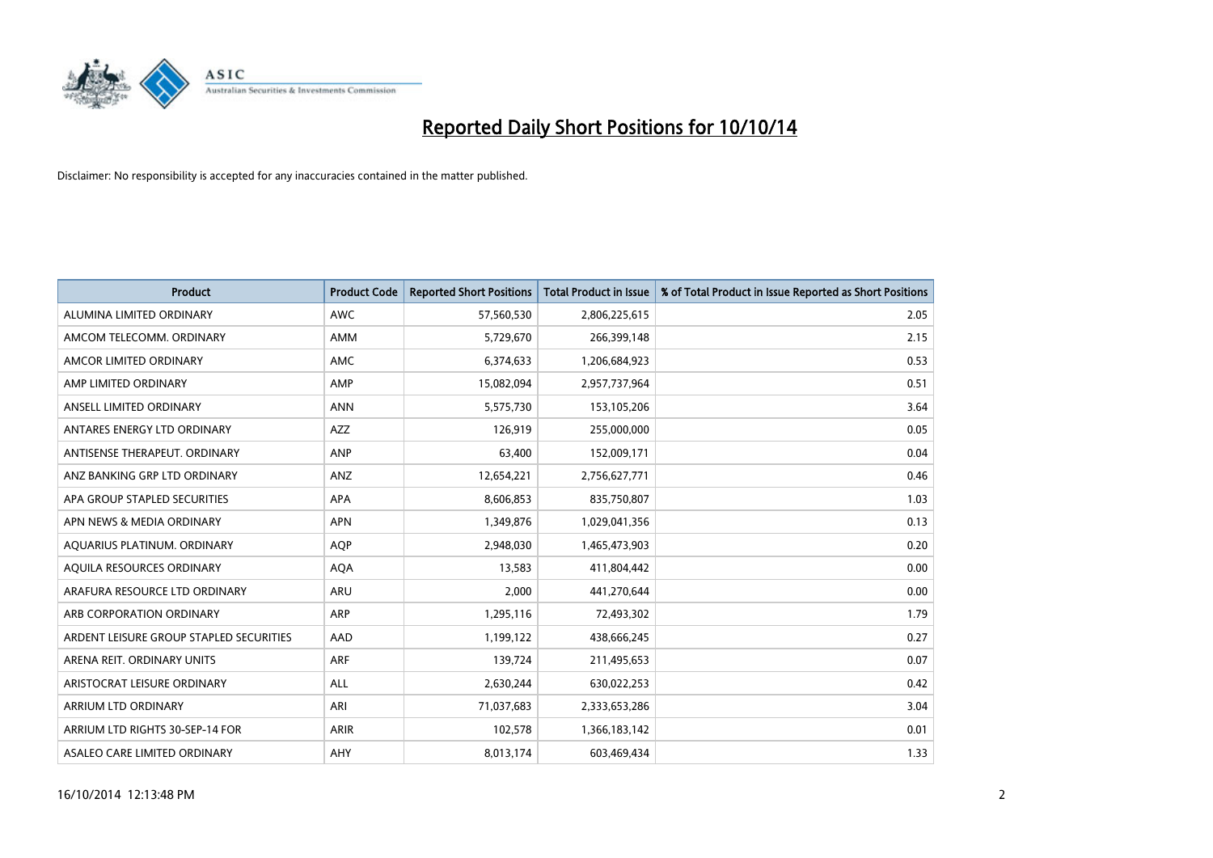# Reported Daily Short Positions for 10/10/14

Disclaimer: No responsibility is accepted for any inaccuracies contained in the matter published.

| Product | Product Code | Reported Short Positions | Total Product in Issue | % of Total Product in Issue Reported as Short Positions |
|---|---|---|---|---|
| ALUMINA LIMITED ORDINARY | AWC | 57,560,530 | 2,806,225,615 | 2.05 |
| AMCOM TELECOMM. ORDINARY | AMM | 5,729,670 | 266,399,148 | 2.15 |
| AMCOR LIMITED ORDINARY | AMC | 6,374,633 | 1,206,684,923 | 0.53 |
| AMP LIMITED ORDINARY | AMP | 15,082,094 | 2,957,737,964 | 0.51 |
| ANSELL LIMITED ORDINARY | ANN | 5,575,730 | 153,105,206 | 3.64 |
| ANTARES ENERGY LTD ORDINARY | AZZ | 126,919 | 255,000,000 | 0.05 |
| ANTISENSE THERAPEUT. ORDINARY | ANP | 63,400 | 152,009,171 | 0.04 |
| ANZ BANKING GRP LTD ORDINARY | ANZ | 12,654,221 | 2,756,627,771 | 0.46 |
| APA GROUP STAPLED SECURITIES | APA | 8,606,853 | 835,750,807 | 1.03 |
| APN NEWS & MEDIA ORDINARY | APN | 1,349,876 | 1,029,041,356 | 0.13 |
| AQUARIUS PLATINUM. ORDINARY | AQP | 2,948,030 | 1,465,473,903 | 0.20 |
| AQUILA RESOURCES ORDINARY | AQA | 13,583 | 411,804,442 | 0.00 |
| ARAFURA RESOURCE LTD ORDINARY | ARU | 2,000 | 441,270,644 | 0.00 |
| ARB CORPORATION ORDINARY | ARP | 1,295,116 | 72,493,302 | 1.79 |
| ARDENT LEISURE GROUP STAPLED SECURITIES | AAD | 1,199,122 | 438,666,245 | 0.27 |
| ARENA REIT. ORDINARY UNITS | ARF | 139,724 | 211,495,653 | 0.07 |
| ARISTOCRAT LEISURE ORDINARY | ALL | 2,630,244 | 630,022,253 | 0.42 |
| ARRIUM LTD ORDINARY | ARI | 71,037,683 | 2,333,653,286 | 3.04 |
| ARRIUM LTD RIGHTS 30-SEP-14 FOR | ARIR | 102,578 | 1,366,183,142 | 0.01 |
| ASALEO CARE LIMITED ORDINARY | AHY | 8,013,174 | 603,469,434 | 1.33 |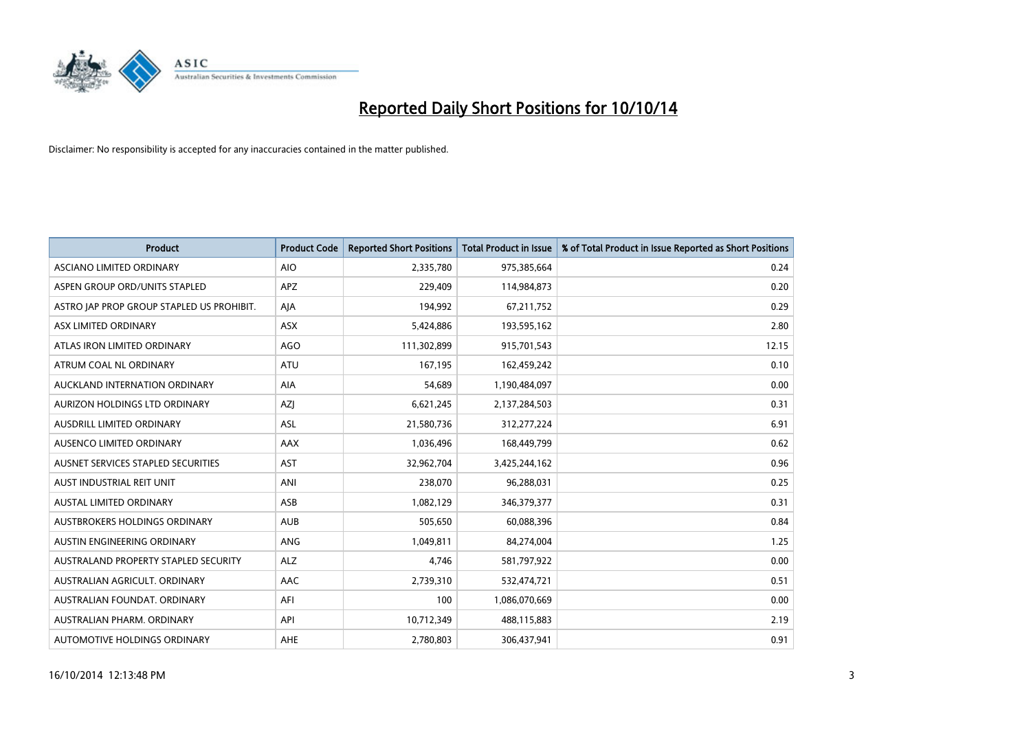# Reported Daily Short Positions for 10/10/14

Disclaimer: No responsibility is accepted for any inaccuracies contained in the matter published.

| Product | Product Code | Reported Short Positions | Total Product in Issue | % of Total Product in Issue Reported as Short Positions |
|---|---|---|---|---|
| ASCIANO LIMITED ORDINARY | AIO | 2,335,780 | 975,385,664 | 0.24 |
| ASPEN GROUP ORD/UNITS STAPLED | APZ | 229,409 | 114,984,873 | 0.20 |
| ASTRO JAP PROP GROUP STAPLED US PROHIBIT. | AJA | 194,992 | 67,211,752 | 0.29 |
| ASX LIMITED ORDINARY | ASX | 5,424,886 | 193,595,162 | 2.80 |
| ATLAS IRON LIMITED ORDINARY | AGO | 111,302,899 | 915,701,543 | 12.15 |
| ATRUM COAL NL ORDINARY | ATU | 167,195 | 162,459,242 | 0.10 |
| AUCKLAND INTERNATION ORDINARY | AIA | 54,689 | 1,190,484,097 | 0.00 |
| AURIZON HOLDINGS LTD ORDINARY | AZJ | 6,621,245 | 2,137,284,503 | 0.31 |
| AUSDRILL LIMITED ORDINARY | ASL | 21,580,736 | 312,277,224 | 6.91 |
| AUSENCO LIMITED ORDINARY | AAX | 1,036,496 | 168,449,799 | 0.62 |
| AUSNET SERVICES STAPLED SECURITIES | AST | 32,962,704 | 3,425,244,162 | 0.96 |
| AUST INDUSTRIAL REIT UNIT | ANI | 238,070 | 96,288,031 | 0.25 |
| AUSTAL LIMITED ORDINARY | ASB | 1,082,129 | 346,379,377 | 0.31 |
| AUSTBROKERS HOLDINGS ORDINARY | AUB | 505,650 | 60,088,396 | 0.84 |
| AUSTIN ENGINEERING ORDINARY | ANG | 1,049,811 | 84,274,004 | 1.25 |
| AUSTRALAND PROPERTY STAPLED SECURITY | ALZ | 4,746 | 581,797,922 | 0.00 |
| AUSTRALIAN AGRICULT. ORDINARY | AAC | 2,739,310 | 532,474,721 | 0.51 |
| AUSTRALIAN FOUNDAT. ORDINARY | AFI | 100 | 1,086,070,669 | 0.00 |
| AUSTRALIAN PHARM. ORDINARY | API | 10,712,349 | 488,115,883 | 2.19 |
| AUTOMOTIVE HOLDINGS ORDINARY | AHE | 2,780,803 | 306,437,941 | 0.91 |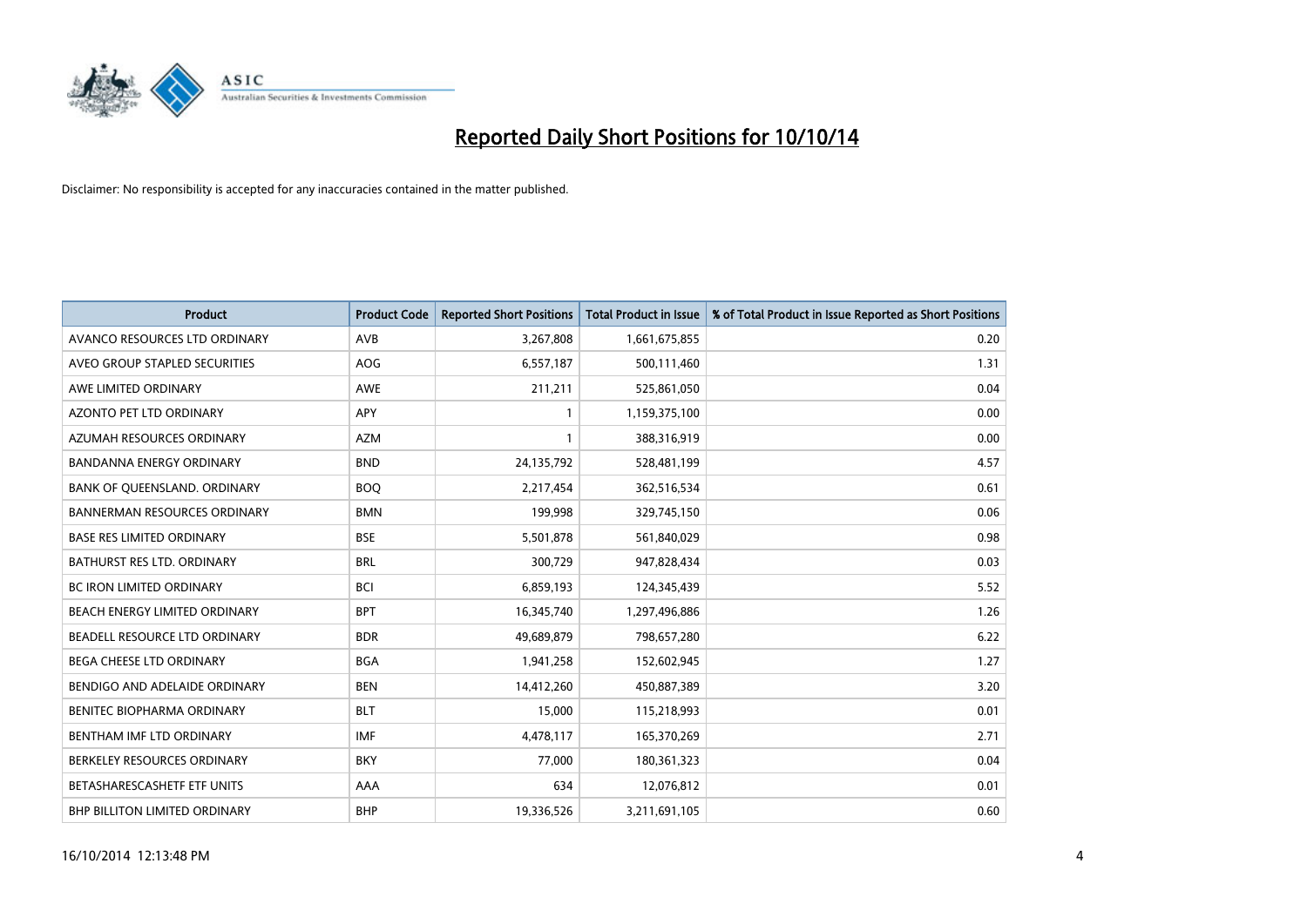# Reported Daily Short Positions for 10/10/14

Disclaimer: No responsibility is accepted for any inaccuracies contained in the matter published.

| Product | Product Code | Reported Short Positions | Total Product in Issue | % of Total Product in Issue Reported as Short Positions |
|---|---|---|---|---|
| AVANCO RESOURCES LTD ORDINARY | AVB | 3,267,808 | 1,661,675,855 | 0.20 |
| AVEO GROUP STAPLED SECURITIES | AOG | 6,557,187 | 500,111,460 | 1.31 |
| AWE LIMITED ORDINARY | AWE | 211,211 | 525,861,050 | 0.04 |
| AZONTO PET LTD ORDINARY | APY | 1 | 1,159,375,100 | 0.00 |
| AZUMAH RESOURCES ORDINARY | AZM | 1 | 388,316,919 | 0.00 |
| BANDANNA ENERGY ORDINARY | BND | 24,135,792 | 528,481,199 | 4.57 |
| BANK OF QUEENSLAND. ORDINARY | BOQ | 2,217,454 | 362,516,534 | 0.61 |
| BANNERMAN RESOURCES ORDINARY | BMN | 199,998 | 329,745,150 | 0.06 |
| BASE RES LIMITED ORDINARY | BSE | 5,501,878 | 561,840,029 | 0.98 |
| BATHURST RES LTD. ORDINARY | BRL | 300,729 | 947,828,434 | 0.03 |
| BC IRON LIMITED ORDINARY | BCI | 6,859,193 | 124,345,439 | 5.52 |
| BEACH ENERGY LIMITED ORDINARY | BPT | 16,345,740 | 1,297,496,886 | 1.26 |
| BEADELL RESOURCE LTD ORDINARY | BDR | 49,689,879 | 798,657,280 | 6.22 |
| BEGA CHEESE LTD ORDINARY | BGA | 1,941,258 | 152,602,945 | 1.27 |
| BENDIGO AND ADELAIDE ORDINARY | BEN | 14,412,260 | 450,887,389 | 3.20 |
| BENITEC BIOPHARMA ORDINARY | BLT | 15,000 | 115,218,993 | 0.01 |
| BENTHAM IMF LTD ORDINARY | IMF | 4,478,117 | 165,370,269 | 2.71 |
| BERKELEY RESOURCES ORDINARY | BKY | 77,000 | 180,361,323 | 0.04 |
| BETASHARESCASHETF ETF UNITS | AAA | 634 | 12,076,812 | 0.01 |
| BHP BILLITON LIMITED ORDINARY | BHP | 19,336,526 | 3,211,691,105 | 0.60 |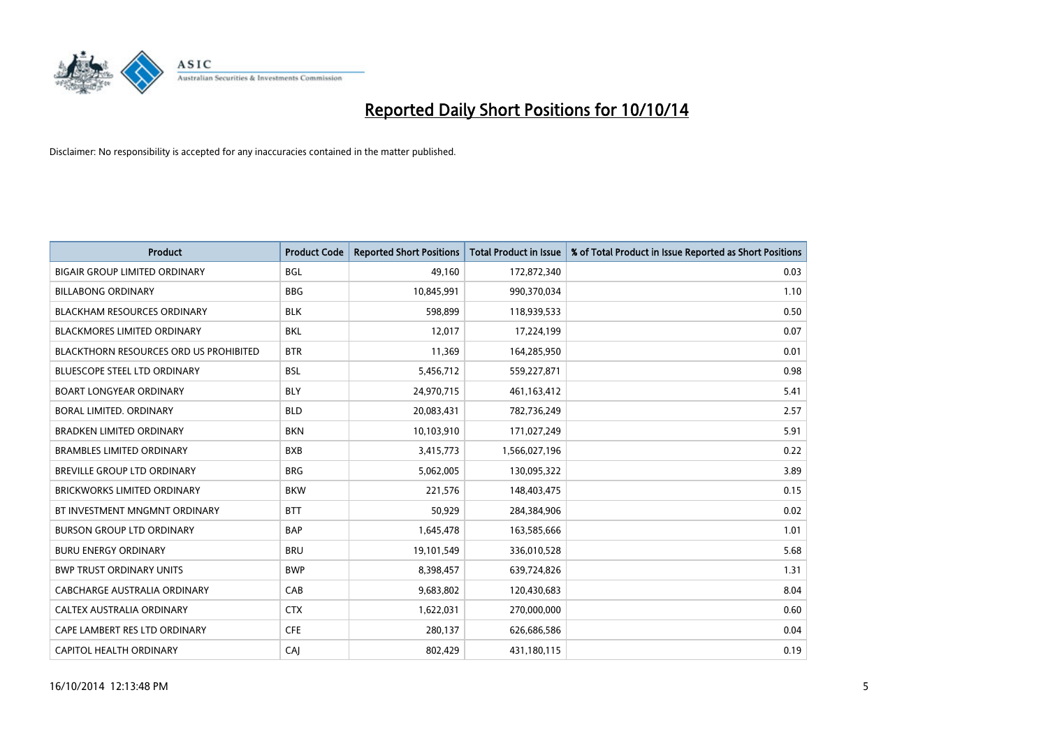# Reported Daily Short Positions for 10/10/14

Disclaimer: No responsibility is accepted for any inaccuracies contained in the matter published.

| Product | Product Code | Reported Short Positions | Total Product in Issue | % of Total Product in Issue Reported as Short Positions |
|---|---|---|---|---|
| BIGAIR GROUP LIMITED ORDINARY | BGL | 49,160 | 172,872,340 | 0.03 |
| BILLABONG ORDINARY | BBG | 10,845,991 | 990,370,034 | 1.10 |
| BLACKHAM RESOURCES ORDINARY | BLK | 598,899 | 118,939,533 | 0.50 |
| BLACKMORES LIMITED ORDINARY | BKL | 12,017 | 17,224,199 | 0.07 |
| BLACKTHORN RESOURCES ORD US PROHIBITED | BTR | 11,369 | 164,285,950 | 0.01 |
| BLUESCOPE STEEL LTD ORDINARY | BSL | 5,456,712 | 559,227,871 | 0.98 |
| BOART LONGYEAR ORDINARY | BLY | 24,970,715 | 461,163,412 | 5.41 |
| BORAL LIMITED. ORDINARY | BLD | 20,083,431 | 782,736,249 | 2.57 |
| BRADKEN LIMITED ORDINARY | BKN | 10,103,910 | 171,027,249 | 5.91 |
| BRAMBLES LIMITED ORDINARY | BXB | 3,415,773 | 1,566,027,196 | 0.22 |
| BREVILLE GROUP LTD ORDINARY | BRG | 5,062,005 | 130,095,322 | 3.89 |
| BRICKWORKS LIMITED ORDINARY | BKW | 221,576 | 148,403,475 | 0.15 |
| BT INVESTMENT MNGMNT ORDINARY | BTT | 50,929 | 284,384,906 | 0.02 |
| BURSON GROUP LTD ORDINARY | BAP | 1,645,478 | 163,585,666 | 1.01 |
| BURU ENERGY ORDINARY | BRU | 19,101,549 | 336,010,528 | 5.68 |
| BWP TRUST ORDINARY UNITS | BWP | 8,398,457 | 639,724,826 | 1.31 |
| CABCHARGE AUSTRALIA ORDINARY | CAB | 9,683,802 | 120,430,683 | 8.04 |
| CALTEX AUSTRALIA ORDINARY | CTX | 1,622,031 | 270,000,000 | 0.60 |
| CAPE LAMBERT RES LTD ORDINARY | CFE | 280,137 | 626,686,586 | 0.04 |
| CAPITOL HEALTH ORDINARY | CAJ | 802,429 | 431,180,115 | 0.19 |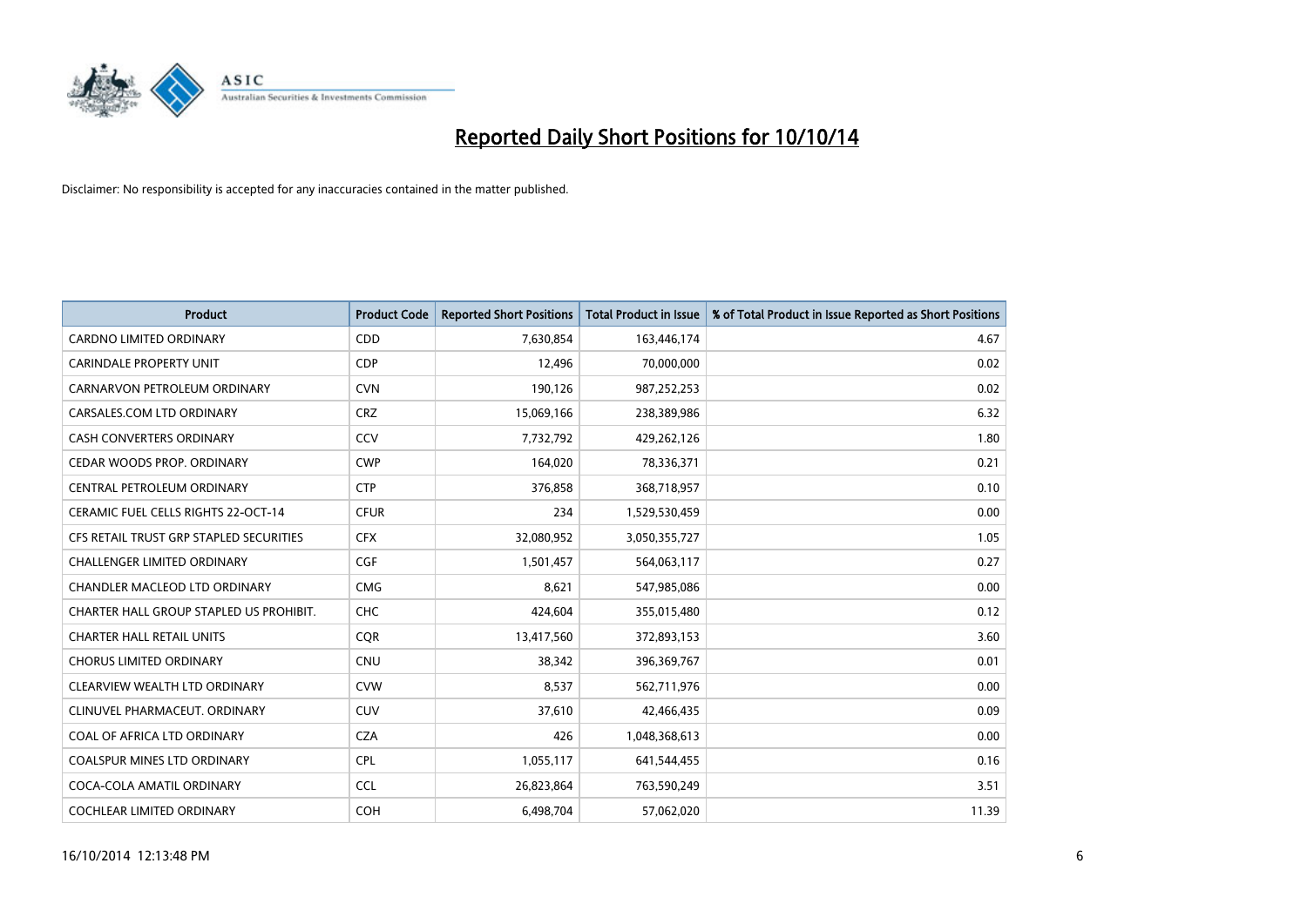# Reported Daily Short Positions for 10/10/14

Disclaimer: No responsibility is accepted for any inaccuracies contained in the matter published.

| Product | Product Code | Reported Short Positions | Total Product in Issue | % of Total Product in Issue Reported as Short Positions |
|---|---|---|---|---|
| CARDNO LIMITED ORDINARY | CDD | 7,630,854 | 163,446,174 | 4.67 |
| CARINDALE PROPERTY UNIT | CDP | 12,496 | 70,000,000 | 0.02 |
| CARNARVON PETROLEUM ORDINARY | CVN | 190,126 | 987,252,253 | 0.02 |
| CARSALES.COM LTD ORDINARY | CRZ | 15,069,166 | 238,389,986 | 6.32 |
| CASH CONVERTERS ORDINARY | CCV | 7,732,792 | 429,262,126 | 1.80 |
| CEDAR WOODS PROP. ORDINARY | CWP | 164,020 | 78,336,371 | 0.21 |
| CENTRAL PETROLEUM ORDINARY | CTP | 376,858 | 368,718,957 | 0.10 |
| CERAMIC FUEL CELLS RIGHTS 22-OCT-14 | CFUR | 234 | 1,529,530,459 | 0.00 |
| CFS RETAIL TRUST GRP STAPLED SECURITIES | CFX | 32,080,952 | 3,050,355,727 | 1.05 |
| CHALLENGER LIMITED ORDINARY | CGF | 1,501,457 | 564,063,117 | 0.27 |
| CHANDLER MACLEOD LTD ORDINARY | CMG | 8,621 | 547,985,086 | 0.00 |
| CHARTER HALL GROUP STAPLED US PROHIBIT. | CHC | 424,604 | 355,015,480 | 0.12 |
| CHARTER HALL RETAIL UNITS | CQR | 13,417,560 | 372,893,153 | 3.60 |
| CHORUS LIMITED ORDINARY | CNU | 38,342 | 396,369,767 | 0.01 |
| CLEARVIEW WEALTH LTD ORDINARY | CVW | 8,537 | 562,711,976 | 0.00 |
| CLINUVEL PHARMACEUT. ORDINARY | CUV | 37,610 | 42,466,435 | 0.09 |
| COAL OF AFRICA LTD ORDINARY | CZA | 426 | 1,048,368,613 | 0.00 |
| COALSPUR MINES LTD ORDINARY | CPL | 1,055,117 | 641,544,455 | 0.16 |
| COCA-COLA AMATIL ORDINARY | CCL | 26,823,864 | 763,590,249 | 3.51 |
| COCHLEAR LIMITED ORDINARY | COH | 6,498,704 | 57,062,020 | 11.39 |

16/10/2014 12:13:48 PM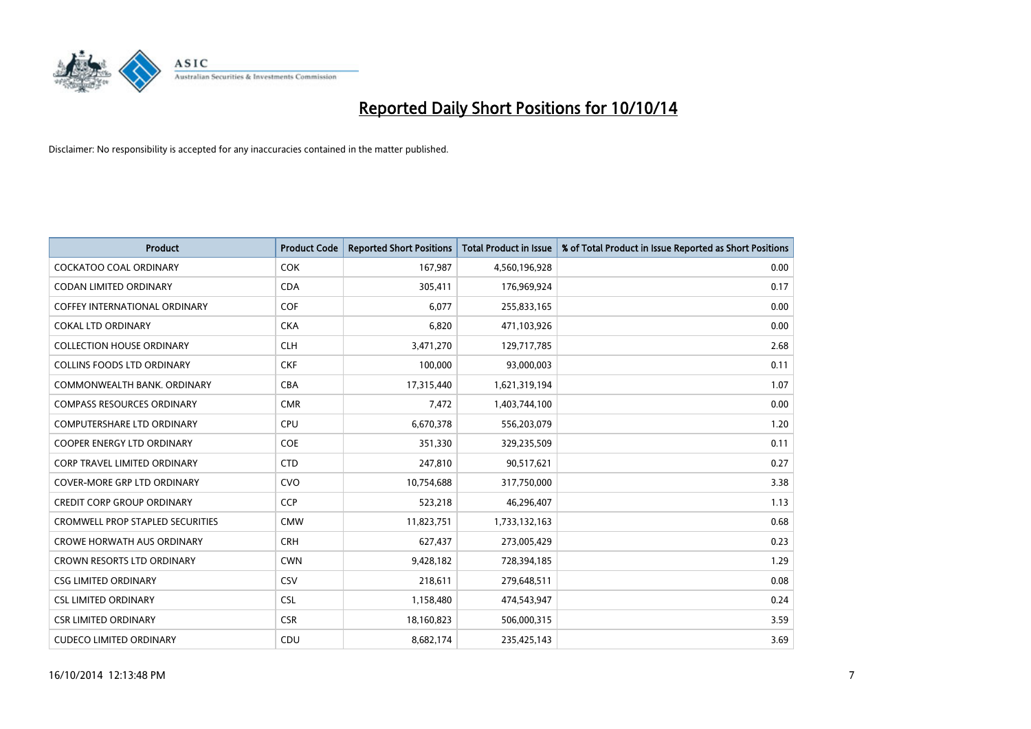# Reported Daily Short Positions for 10/10/14

Disclaimer: No responsibility is accepted for any inaccuracies contained in the matter published.

| Product | Product Code | Reported Short Positions | Total Product in Issue | % of Total Product in Issue Reported as Short Positions |
|---|---|---|---|---|
| COCKATOO COAL ORDINARY | COK | 167,987 | 4,560,196,928 | 0.00 |
| CODAN LIMITED ORDINARY | CDA | 305,411 | 176,969,924 | 0.17 |
| COFFEY INTERNATIONAL ORDINARY | COF | 6,077 | 255,833,165 | 0.00 |
| COKAL LTD ORDINARY | CKA | 6,820 | 471,103,926 | 0.00 |
| COLLECTION HOUSE ORDINARY | CLH | 3,471,270 | 129,717,785 | 2.68 |
| COLLINS FOODS LTD ORDINARY | CKF | 100,000 | 93,000,003 | 0.11 |
| COMMONWEALTH BANK. ORDINARY | CBA | 17,315,440 | 1,621,319,194 | 1.07 |
| COMPASS RESOURCES ORDINARY | CMR | 7,472 | 1,403,744,100 | 0.00 |
| COMPUTERSHARE LTD ORDINARY | CPU | 6,670,378 | 556,203,079 | 1.20 |
| COOPER ENERGY LTD ORDINARY | COE | 351,330 | 329,235,509 | 0.11 |
| CORP TRAVEL LIMITED ORDINARY | CTD | 247,810 | 90,517,621 | 0.27 |
| COVER-MORE GRP LTD ORDINARY | CVO | 10,754,688 | 317,750,000 | 3.38 |
| CREDIT CORP GROUP ORDINARY | CCP | 523,218 | 46,296,407 | 1.13 |
| CROMWELL PROP STAPLED SECURITIES | CMW | 11,823,751 | 1,733,132,163 | 0.68 |
| CROWE HORWATH AUS ORDINARY | CRH | 627,437 | 273,005,429 | 0.23 |
| CROWN RESORTS LTD ORDINARY | CWN | 9,428,182 | 728,394,185 | 1.29 |
| CSG LIMITED ORDINARY | CSV | 218,611 | 279,648,511 | 0.08 |
| CSL LIMITED ORDINARY | CSL | 1,158,480 | 474,543,947 | 0.24 |
| CSR LIMITED ORDINARY | CSR | 18,160,823 | 506,000,315 | 3.59 |
| CUDECO LIMITED ORDINARY | CDU | 8,682,174 | 235,425,143 | 3.69 |

16/10/2014 12:13:48 PM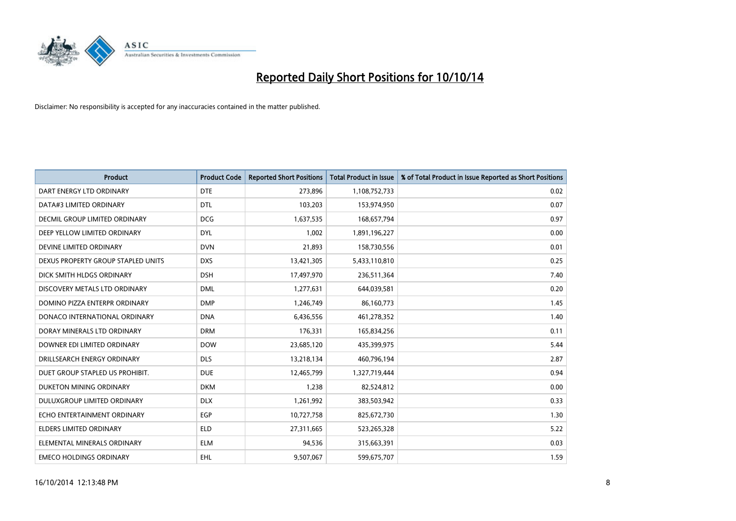# Reported Daily Short Positions for 10/10/14

Disclaimer: No responsibility is accepted for any inaccuracies contained in the matter published.

| Product | Product Code | Reported Short Positions | Total Product in Issue | % of Total Product in Issue Reported as Short Positions |
|---|---|---|---|---|
| DART ENERGY LTD ORDINARY | DTE | 273,896 | 1,108,752,733 | 0.02 |
| DATA#3 LIMITED ORDINARY | DTL | 103,203 | 153,974,950 | 0.07 |
| DECMIL GROUP LIMITED ORDINARY | DCG | 1,637,535 | 168,657,794 | 0.97 |
| DEEP YELLOW LIMITED ORDINARY | DYL | 1,002 | 1,891,196,227 | 0.00 |
| DEVINE LIMITED ORDINARY | DVN | 21,893 | 158,730,556 | 0.01 |
| DEXUS PROPERTY GROUP STAPLED UNITS | DXS | 13,421,305 | 5,433,110,810 | 0.25 |
| DICK SMITH HLDGS ORDINARY | DSH | 17,497,970 | 236,511,364 | 7.40 |
| DISCOVERY METALS LTD ORDINARY | DML | 1,277,631 | 644,039,581 | 0.20 |
| DOMINO PIZZA ENTERPR ORDINARY | DMP | 1,246,749 | 86,160,773 | 1.45 |
| DONACO INTERNATIONAL ORDINARY | DNA | 6,436,556 | 461,278,352 | 1.40 |
| DORAY MINERALS LTD ORDINARY | DRM | 176,331 | 165,834,256 | 0.11 |
| DOWNER EDI LIMITED ORDINARY | DOW | 23,685,120 | 435,399,975 | 5.44 |
| DRILLSEARCH ENERGY ORDINARY | DLS | 13,218,134 | 460,796,194 | 2.87 |
| DUET GROUP STAPLED US PROHIBIT. | DUE | 12,465,799 | 1,327,719,444 | 0.94 |
| DUKETON MINING ORDINARY | DKM | 1,238 | 82,524,812 | 0.00 |
| DULUXGROUP LIMITED ORDINARY | DLX | 1,261,992 | 383,503,942 | 0.33 |
| ECHO ENTERTAINMENT ORDINARY | EGP | 10,727,758 | 825,672,730 | 1.30 |
| ELDERS LIMITED ORDINARY | ELD | 27,311,665 | 523,265,328 | 5.22 |
| ELEMENTAL MINERALS ORDINARY | ELM | 94,536 | 315,663,391 | 0.03 |
| EMECO HOLDINGS ORDINARY | EHL | 9,507,067 | 599,675,707 | 1.59 |

16/10/2014 12:13:48 PM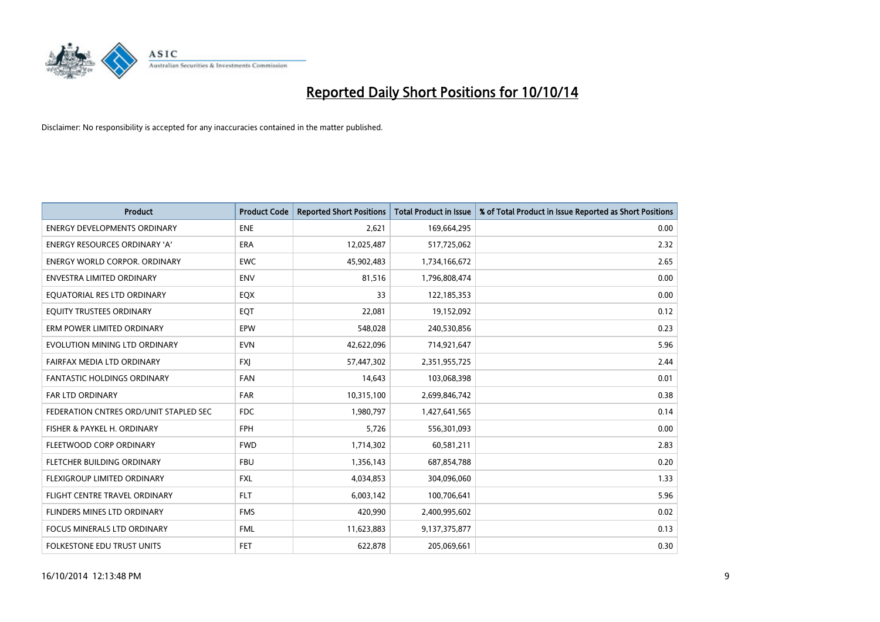# Reported Daily Short Positions for 10/10/14

Disclaimer: No responsibility is accepted for any inaccuracies contained in the matter published.

| Product | Product Code | Reported Short Positions | Total Product in Issue | % of Total Product in Issue Reported as Short Positions |
|---|---|---|---|---|
| ENERGY DEVELOPMENTS ORDINARY | ENE | 2,621 | 169,664,295 | 0.00 |
| ENERGY RESOURCES ORDINARY 'A' | ERA | 12,025,487 | 517,725,062 | 2.32 |
| ENERGY WORLD CORPOR. ORDINARY | EWC | 45,902,483 | 1,734,166,672 | 2.65 |
| ENVESTRA LIMITED ORDINARY | ENV | 81,516 | 1,796,808,474 | 0.00 |
| EQUATORIAL RES LTD ORDINARY | EQX | 33 | 122,185,353 | 0.00 |
| EQUITY TRUSTEES ORDINARY | EQT | 22,081 | 19,152,092 | 0.12 |
| ERM POWER LIMITED ORDINARY | EPW | 548,028 | 240,530,856 | 0.23 |
| EVOLUTION MINING LTD ORDINARY | EVN | 42,622,096 | 714,921,647 | 5.96 |
| FAIRFAX MEDIA LTD ORDINARY | FXJ | 57,447,302 | 2,351,955,725 | 2.44 |
| FANTASTIC HOLDINGS ORDINARY | FAN | 14,643 | 103,068,398 | 0.01 |
| FAR LTD ORDINARY | FAR | 10,315,100 | 2,699,846,742 | 0.38 |
| FEDERATION CNTRES ORD/UNIT STAPLED SEC | FDC | 1,980,797 | 1,427,641,565 | 0.14 |
| FISHER & PAYKEL H. ORDINARY | FPH | 5,726 | 556,301,093 | 0.00 |
| FLEETWOOD CORP ORDINARY | FWD | 1,714,302 | 60,581,211 | 2.83 |
| FLETCHER BUILDING ORDINARY | FBU | 1,356,143 | 687,854,788 | 0.20 |
| FLEXIGROUP LIMITED ORDINARY | FXL | 4,034,853 | 304,096,060 | 1.33 |
| FLIGHT CENTRE TRAVEL ORDINARY | FLT | 6,003,142 | 100,706,641 | 5.96 |
| FLINDERS MINES LTD ORDINARY | FMS | 420,990 | 2,400,995,602 | 0.02 |
| FOCUS MINERALS LTD ORDINARY | FML | 11,623,883 | 9,137,375,877 | 0.13 |
| FOLKESTONE EDU TRUST UNITS | FET | 622,878 | 205,069,661 | 0.30 |

16/10/2014 12:13:48 PM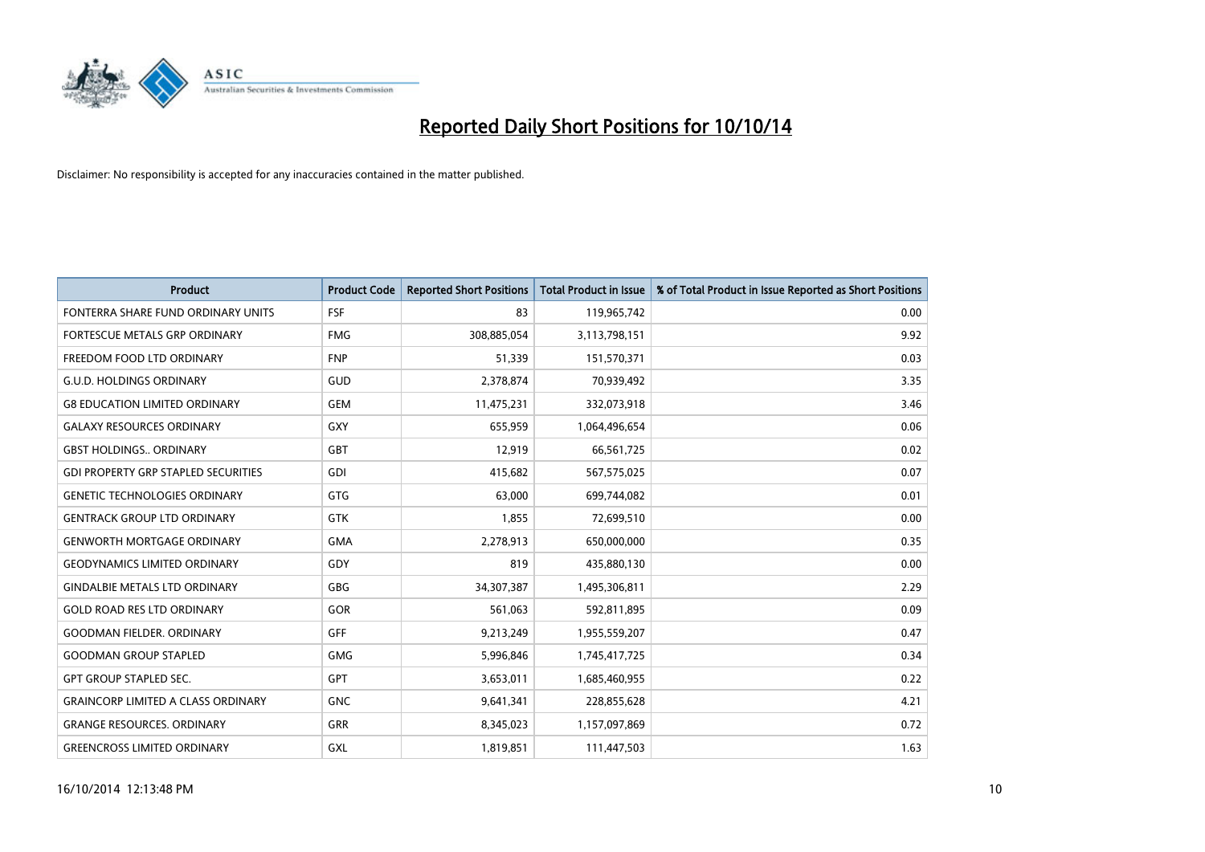# Reported Daily Short Positions for 10/10/14

Disclaimer: No responsibility is accepted for any inaccuracies contained in the matter published.

| Product | Product Code | Reported Short Positions | Total Product in Issue | % of Total Product in Issue Reported as Short Positions |
|---|---|---|---|---|
| FONTERRA SHARE FUND ORDINARY UNITS | FSF | 83 | 119,965,742 | 0.00 |
| FORTESCUE METALS GRP ORDINARY | FMG | 308,885,054 | 3,113,798,151 | 9.92 |
| FREEDOM FOOD LTD ORDINARY | FNP | 51,339 | 151,570,371 | 0.03 |
| G.U.D. HOLDINGS ORDINARY | GUD | 2,378,874 | 70,939,492 | 3.35 |
| G8 EDUCATION LIMITED ORDINARY | GEM | 11,475,231 | 332,073,918 | 3.46 |
| GALAXY RESOURCES ORDINARY | GXY | 655,959 | 1,064,496,654 | 0.06 |
| GBST HOLDINGS.. ORDINARY | GBT | 12,919 | 66,561,725 | 0.02 |
| GDI PROPERTY GRP STAPLED SECURITIES | GDI | 415,682 | 567,575,025 | 0.07 |
| GENETIC TECHNOLOGIES ORDINARY | GTG | 63,000 | 699,744,082 | 0.01 |
| GENTRACK GROUP LTD ORDINARY | GTK | 1,855 | 72,699,510 | 0.00 |
| GENWORTH MORTGAGE ORDINARY | GMA | 2,278,913 | 650,000,000 | 0.35 |
| GEODYNAMICS LIMITED ORDINARY | GDY | 819 | 435,880,130 | 0.00 |
| GINDALBIE METALS LTD ORDINARY | GBG | 34,307,387 | 1,495,306,811 | 2.29 |
| GOLD ROAD RES LTD ORDINARY | GOR | 561,063 | 592,811,895 | 0.09 |
| GOODMAN FIELDER. ORDINARY | GFF | 9,213,249 | 1,955,559,207 | 0.47 |
| GOODMAN GROUP STAPLED | GMG | 5,996,846 | 1,745,417,725 | 0.34 |
| GPT GROUP STAPLED SEC. | GPT | 3,653,011 | 1,685,460,955 | 0.22 |
| GRAINCORP LIMITED A CLASS ORDINARY | GNC | 9,641,341 | 228,855,628 | 4.21 |
| GRANGE RESOURCES. ORDINARY | GRR | 8,345,023 | 1,157,097,869 | 0.72 |
| GREENCROSS LIMITED ORDINARY | GXL | 1,819,851 | 111,447,503 | 1.63 |

16/10/2014 12:13:48 PM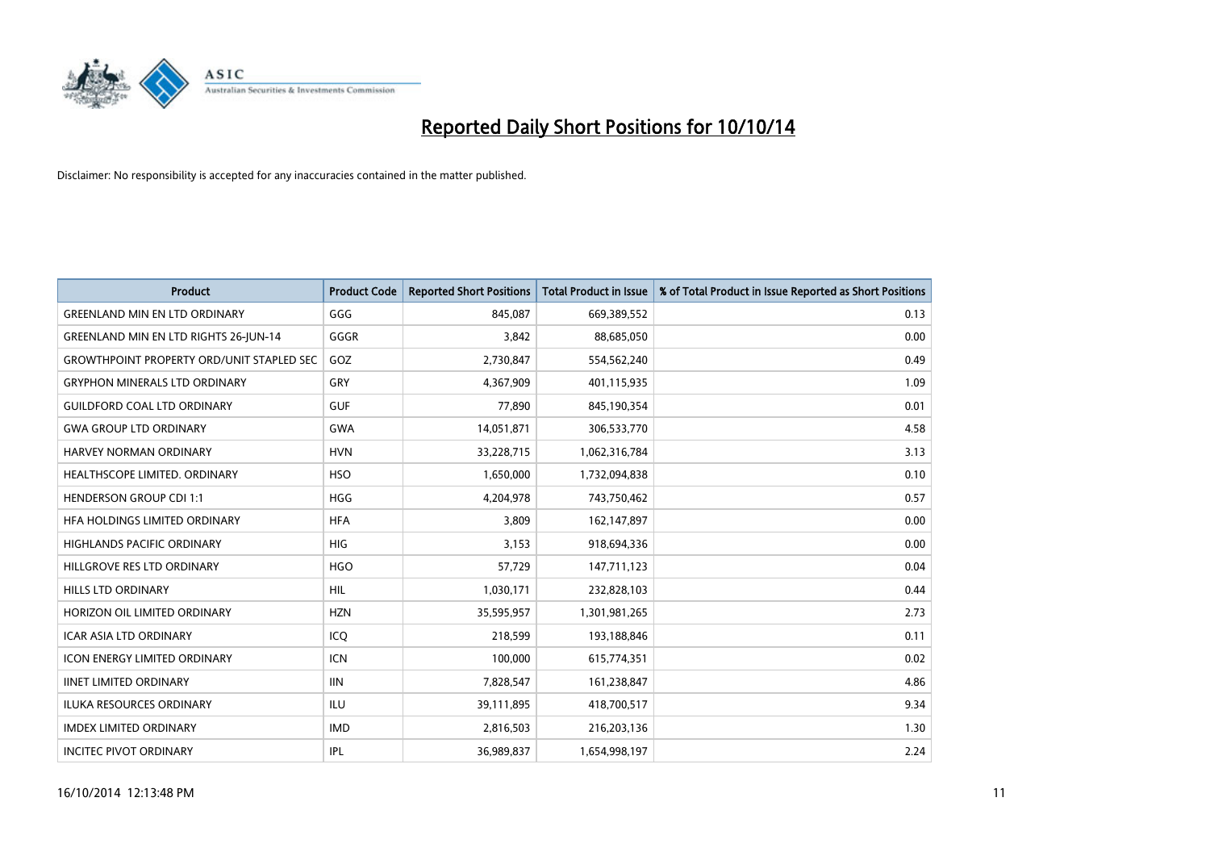# Reported Daily Short Positions for 10/10/14

Disclaimer: No responsibility is accepted for any inaccuracies contained in the matter published.

| Product | Product Code | Reported Short Positions | Total Product in Issue | % of Total Product in Issue Reported as Short Positions |
|---|---|---|---|---|
| GREENLAND MIN EN LTD ORDINARY | GGG | 845,087 | 669,389,552 | 0.13 |
| GREENLAND MIN EN LTD RIGHTS 26-JUN-14 | GGGR | 3,842 | 88,685,050 | 0.00 |
| GROWTHPOINT PROPERTY ORD/UNIT STAPLED SEC | GOZ | 2,730,847 | 554,562,240 | 0.49 |
| GRYPHON MINERALS LTD ORDINARY | GRY | 4,367,909 | 401,115,935 | 1.09 |
| GUILDFORD COAL LTD ORDINARY | GUF | 77,890 | 845,190,354 | 0.01 |
| GWA GROUP LTD ORDINARY | GWA | 14,051,871 | 306,533,770 | 4.58 |
| HARVEY NORMAN ORDINARY | HVN | 33,228,715 | 1,062,316,784 | 3.13 |
| HEALTHSCOPE LIMITED. ORDINARY | HSO | 1,650,000 | 1,732,094,838 | 0.10 |
| HENDERSON GROUP CDI 1:1 | HGG | 4,204,978 | 743,750,462 | 0.57 |
| HFA HOLDINGS LIMITED ORDINARY | HFA | 3,809 | 162,147,897 | 0.00 |
| HIGHLANDS PACIFIC ORDINARY | HIG | 3,153 | 918,694,336 | 0.00 |
| HILLGROVE RES LTD ORDINARY | HGO | 57,729 | 147,711,123 | 0.04 |
| HILLS LTD ORDINARY | HIL | 1,030,171 | 232,828,103 | 0.44 |
| HORIZON OIL LIMITED ORDINARY | HZN | 35,595,957 | 1,301,981,265 | 2.73 |
| ICAR ASIA LTD ORDINARY | ICQ | 218,599 | 193,188,846 | 0.11 |
| ICON ENERGY LIMITED ORDINARY | ICN | 100,000 | 615,774,351 | 0.02 |
| IINET LIMITED ORDINARY | IIN | 7,828,547 | 161,238,847 | 4.86 |
| ILUKA RESOURCES ORDINARY | ILU | 39,111,895 | 418,700,517 | 9.34 |
| IMDEX LIMITED ORDINARY | IMD | 2,816,503 | 216,203,136 | 1.30 |
| INCITEC PIVOT ORDINARY | IPL | 36,989,837 | 1,654,998,197 | 2.24 |

16/10/2014 12:13:48 PM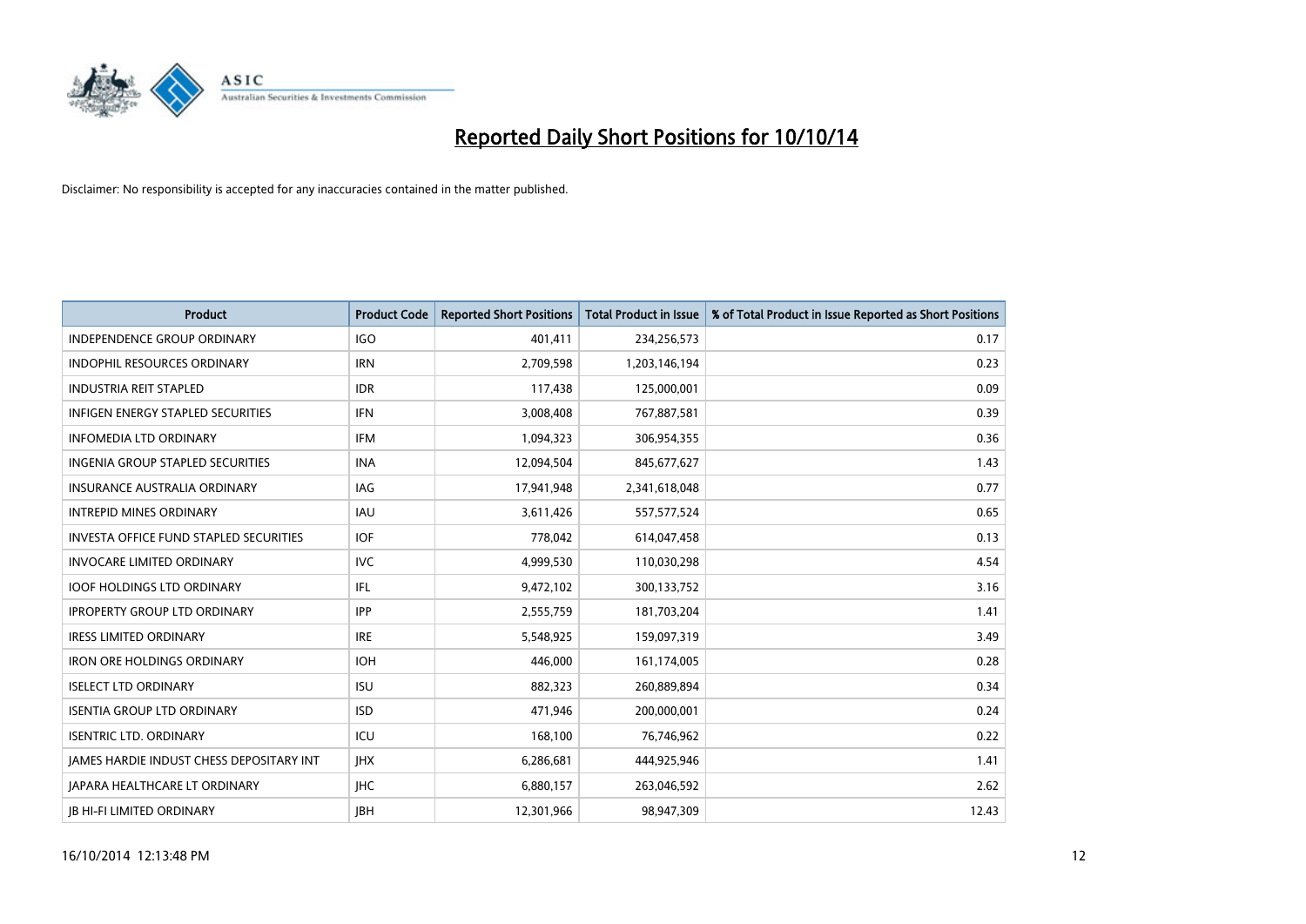# Reported Daily Short Positions for 10/10/14

Disclaimer: No responsibility is accepted for any inaccuracies contained in the matter published.

| Product | Product Code | Reported Short Positions | Total Product in Issue | % of Total Product in Issue Reported as Short Positions |
|---|---|---|---|---|
| INDEPENDENCE GROUP ORDINARY | IGO | 401,411 | 234,256,573 | 0.17 |
| INDOPHIL RESOURCES ORDINARY | IRN | 2,709,598 | 1,203,146,194 | 0.23 |
| INDUSTRIA REIT STAPLED | IDR | 117,438 | 125,000,001 | 0.09 |
| INFIGEN ENERGY STAPLED SECURITIES | IFN | 3,008,408 | 767,887,581 | 0.39 |
| INFOMEDIA LTD ORDINARY | IFM | 1,094,323 | 306,954,355 | 0.36 |
| INGENIA GROUP STAPLED SECURITIES | INA | 12,094,504 | 845,677,627 | 1.43 |
| INSURANCE AUSTRALIA ORDINARY | IAG | 17,941,948 | 2,341,618,048 | 0.77 |
| INTREPID MINES ORDINARY | IAU | 3,611,426 | 557,577,524 | 0.65 |
| INVESTA OFFICE FUND STAPLED SECURITIES | IOF | 778,042 | 614,047,458 | 0.13 |
| INVOCARE LIMITED ORDINARY | IVC | 4,999,530 | 110,030,298 | 4.54 |
| IOOF HOLDINGS LTD ORDINARY | IFL | 9,472,102 | 300,133,752 | 3.16 |
| IPROPERTY GROUP LTD ORDINARY | IPP | 2,555,759 | 181,703,204 | 1.41 |
| IRESS LIMITED ORDINARY | IRE | 5,548,925 | 159,097,319 | 3.49 |
| IRON ORE HOLDINGS ORDINARY | IOH | 446,000 | 161,174,005 | 0.28 |
| ISELECT LTD ORDINARY | ISU | 882,323 | 260,889,894 | 0.34 |
| ISENTIA GROUP LTD ORDINARY | ISD | 471,946 | 200,000,001 | 0.24 |
| ISENTRIC LTD. ORDINARY | ICU | 168,100 | 76,746,962 | 0.22 |
| JAMES HARDIE INDUST CHESS DEPOSITARY INT | JHX | 6,286,681 | 444,925,946 | 1.41 |
| JAPARA HEALTHCARE LT ORDINARY | JHC | 6,880,157 | 263,046,592 | 2.62 |
| JB HI-FI LIMITED ORDINARY | JBH | 12,301,966 | 98,947,309 | 12.43 |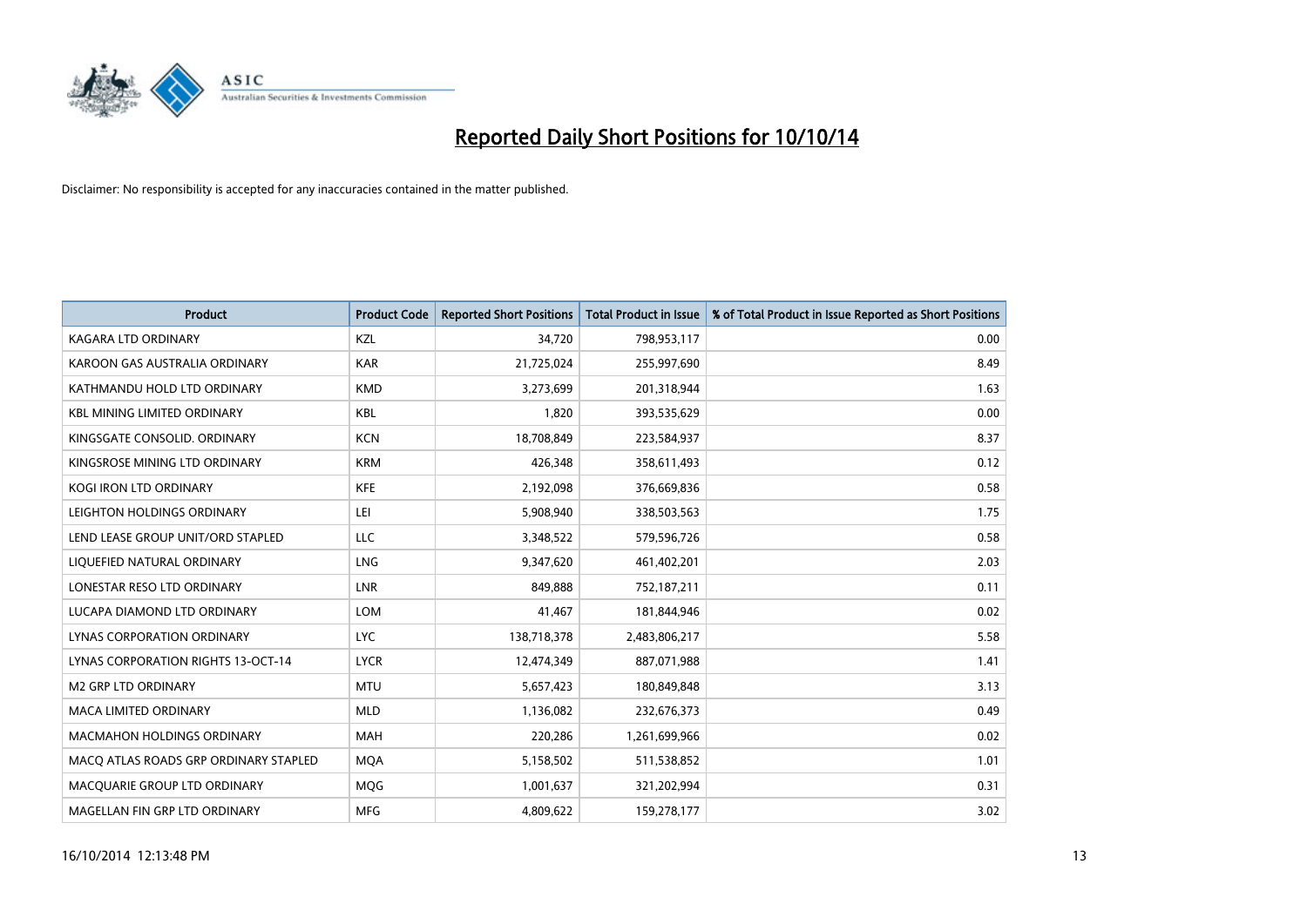# Reported Daily Short Positions for 10/10/14

Disclaimer: No responsibility is accepted for any inaccuracies contained in the matter published.

| Product | Product Code | Reported Short Positions | Total Product in Issue | % of Total Product in Issue Reported as Short Positions |
|---|---|---|---|---|
| KAGARA LTD ORDINARY | KZL | 34,720 | 798,953,117 | 0.00 |
| KAROON GAS AUSTRALIA ORDINARY | KAR | 21,725,024 | 255,997,690 | 8.49 |
| KATHMANDU HOLD LTD ORDINARY | KMD | 3,273,699 | 201,318,944 | 1.63 |
| KBL MINING LIMITED ORDINARY | KBL | 1,820 | 393,535,629 | 0.00 |
| KINGSGATE CONSOLID. ORDINARY | KCN | 18,708,849 | 223,584,937 | 8.37 |
| KINGSROSE MINING LTD ORDINARY | KRM | 426,348 | 358,611,493 | 0.12 |
| KOGI IRON LTD ORDINARY | KFE | 2,192,098 | 376,669,836 | 0.58 |
| LEIGHTON HOLDINGS ORDINARY | LEI | 5,908,940 | 338,503,563 | 1.75 |
| LEND LEASE GROUP UNIT/ORD STAPLED | LLC | 3,348,522 | 579,596,726 | 0.58 |
| LIQUEFIED NATURAL ORDINARY | LNG | 9,347,620 | 461,402,201 | 2.03 |
| LONESTAR RESO LTD ORDINARY | LNR | 849,888 | 752,187,211 | 0.11 |
| LUCAPA DIAMOND LTD ORDINARY | LOM | 41,467 | 181,844,946 | 0.02 |
| LYNAS CORPORATION ORDINARY | LYC | 138,718,378 | 2,483,806,217 | 5.58 |
| LYNAS CORPORATION RIGHTS 13-OCT-14 | LYCR | 12,474,349 | 887,071,988 | 1.41 |
| M2 GRP LTD ORDINARY | MTU | 5,657,423 | 180,849,848 | 3.13 |
| MACA LIMITED ORDINARY | MLD | 1,136,082 | 232,676,373 | 0.49 |
| MACMAHON HOLDINGS ORDINARY | MAH | 220,286 | 1,261,699,966 | 0.02 |
| MACQ ATLAS ROADS GRP ORDINARY STAPLED | MQA | 5,158,502 | 511,538,852 | 1.01 |
| MACQUARIE GROUP LTD ORDINARY | MQG | 1,001,637 | 321,202,994 | 0.31 |
| MAGELLAN FIN GRP LTD ORDINARY | MFG | 4,809,622 | 159,278,177 | 3.02 |

16/10/2014 12:13:48 PM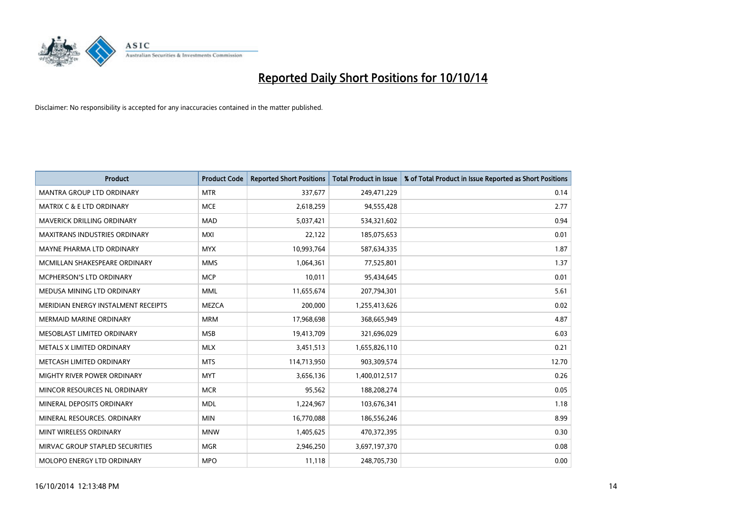# Reported Daily Short Positions for 10/10/14

Disclaimer: No responsibility is accepted for any inaccuracies contained in the matter published.

| Product | Product Code | Reported Short Positions | Total Product in Issue | % of Total Product in Issue Reported as Short Positions |
|---|---|---|---|---|
| MANTRA GROUP LTD ORDINARY | MTR | 337,677 | 249,471,229 | 0.14 |
| MATRIX C & E LTD ORDINARY | MCE | 2,618,259 | 94,555,428 | 2.77 |
| MAVERICK DRILLING ORDINARY | MAD | 5,037,421 | 534,321,602 | 0.94 |
| MAXITRANS INDUSTRIES ORDINARY | MXI | 22,122 | 185,075,653 | 0.01 |
| MAYNE PHARMA LTD ORDINARY | MYX | 10,993,764 | 587,634,335 | 1.87 |
| MCMILLAN SHAKESPEARE ORDINARY | MMS | 1,064,361 | 77,525,801 | 1.37 |
| MCPHERSON'S LTD ORDINARY | MCP | 10,011 | 95,434,645 | 0.01 |
| MEDUSA MINING LTD ORDINARY | MML | 11,655,674 | 207,794,301 | 5.61 |
| MERIDIAN ENERGY INSTALMENT RECEIPTS | MEZCA | 200,000 | 1,255,413,626 | 0.02 |
| MERMAID MARINE ORDINARY | MRM | 17,968,698 | 368,665,949 | 4.87 |
| MESOBLAST LIMITED ORDINARY | MSB | 19,413,709 | 321,696,029 | 6.03 |
| METALS X LIMITED ORDINARY | MLX | 3,451,513 | 1,655,826,110 | 0.21 |
| METCASH LIMITED ORDINARY | MTS | 114,713,950 | 903,309,574 | 12.70 |
| MIGHTY RIVER POWER ORDINARY | MYT | 3,656,136 | 1,400,012,517 | 0.26 |
| MINCOR RESOURCES NL ORDINARY | MCR | 95,562 | 188,208,274 | 0.05 |
| MINERAL DEPOSITS ORDINARY | MDL | 1,224,967 | 103,676,341 | 1.18 |
| MINERAL RESOURCES. ORDINARY | MIN | 16,770,088 | 186,556,246 | 8.99 |
| MINT WIRELESS ORDINARY | MNW | 1,405,625 | 470,372,395 | 0.30 |
| MIRVAC GROUP STAPLED SECURITIES | MGR | 2,946,250 | 3,697,197,370 | 0.08 |
| MOLOPO ENERGY LTD ORDINARY | MPO | 11,118 | 248,705,730 | 0.00 |

16/10/2014 12:13:48 PM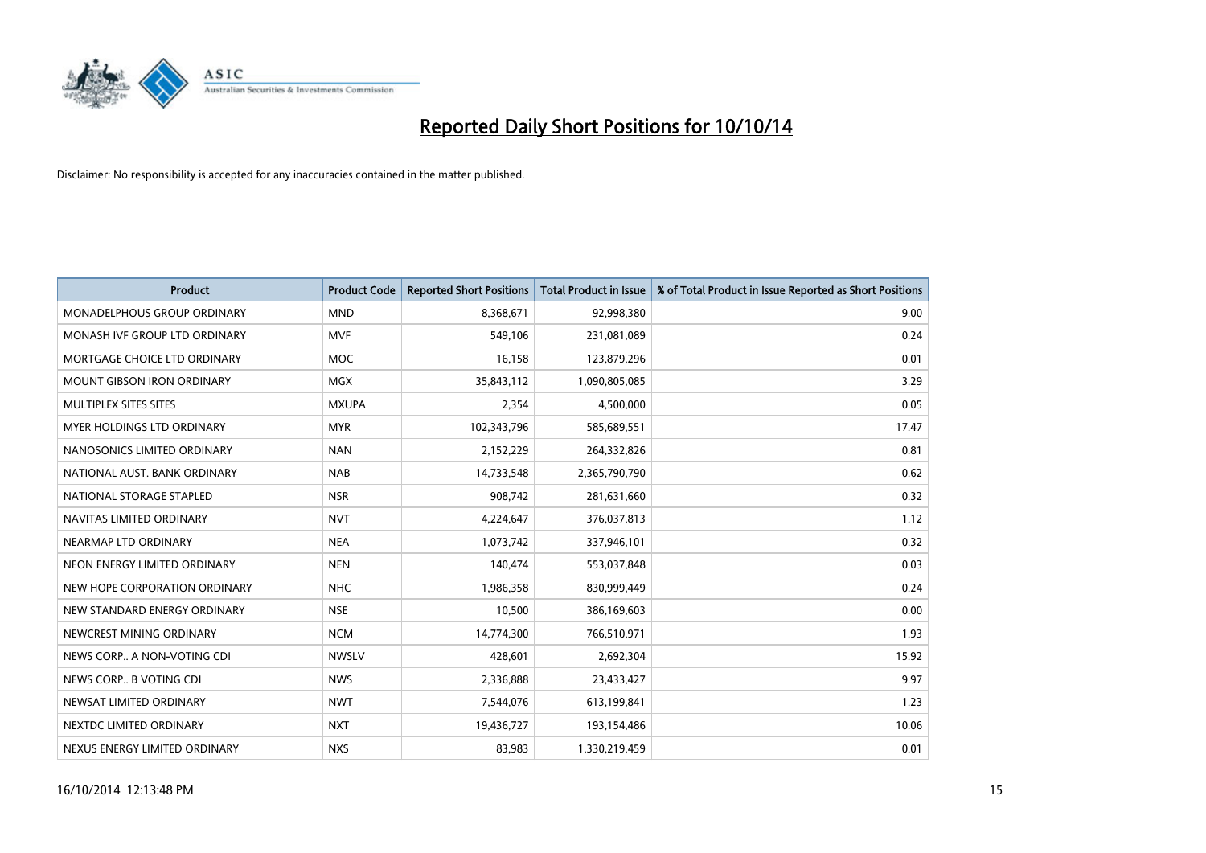# Reported Daily Short Positions for 10/10/14

Disclaimer: No responsibility is accepted for any inaccuracies contained in the matter published.

| Product | Product Code | Reported Short Positions | Total Product in Issue | % of Total Product in Issue Reported as Short Positions |
|---|---|---|---|---|
| MONADELPHOUS GROUP ORDINARY | MND | 8,368,671 | 92,998,380 | 9.00 |
| MONASH IVF GROUP LTD ORDINARY | MVF | 549,106 | 231,081,089 | 0.24 |
| MORTGAGE CHOICE LTD ORDINARY | MOC | 16,158 | 123,879,296 | 0.01 |
| MOUNT GIBSON IRON ORDINARY | MGX | 35,843,112 | 1,090,805,085 | 3.29 |
| MULTIPLEX SITES SITES | MXUPA | 2,354 | 4,500,000 | 0.05 |
| MYER HOLDINGS LTD ORDINARY | MYR | 102,343,796 | 585,689,551 | 17.47 |
| NANOSONICS LIMITED ORDINARY | NAN | 2,152,229 | 264,332,826 | 0.81 |
| NATIONAL AUST. BANK ORDINARY | NAB | 14,733,548 | 2,365,790,790 | 0.62 |
| NATIONAL STORAGE STAPLED | NSR | 908,742 | 281,631,660 | 0.32 |
| NAVITAS LIMITED ORDINARY | NVT | 4,224,647 | 376,037,813 | 1.12 |
| NEARMAP LTD ORDINARY | NEA | 1,073,742 | 337,946,101 | 0.32 |
| NEON ENERGY LIMITED ORDINARY | NEN | 140,474 | 553,037,848 | 0.03 |
| NEW HOPE CORPORATION ORDINARY | NHC | 1,986,358 | 830,999,449 | 0.24 |
| NEW STANDARD ENERGY ORDINARY | NSE | 10,500 | 386,169,603 | 0.00 |
| NEWCREST MINING ORDINARY | NCM | 14,774,300 | 766,510,971 | 1.93 |
| NEWS CORP.. A NON-VOTING CDI | NWSLV | 428,601 | 2,692,304 | 15.92 |
| NEWS CORP.. B VOTING CDI | NWS | 2,336,888 | 23,433,427 | 9.97 |
| NEWSAT LIMITED ORDINARY | NWT | 7,544,076 | 613,199,841 | 1.23 |
| NEXTDC LIMITED ORDINARY | NXT | 19,436,727 | 193,154,486 | 10.06 |
| NEXUS ENERGY LIMITED ORDINARY | NXS | 83,983 | 1,330,219,459 | 0.01 |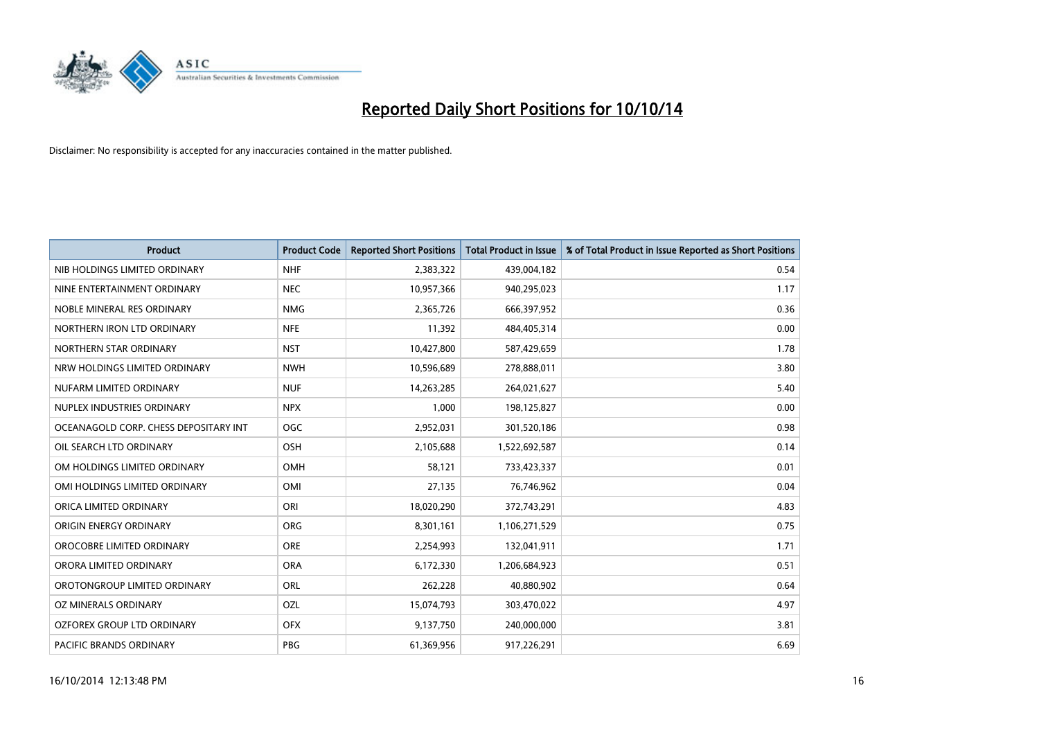# Reported Daily Short Positions for 10/10/14

Disclaimer: No responsibility is accepted for any inaccuracies contained in the matter published.

| Product | Product Code | Reported Short Positions | Total Product in Issue | % of Total Product in Issue Reported as Short Positions |
|---|---|---|---|---|
| NIB HOLDINGS LIMITED ORDINARY | NHF | 2,383,322 | 439,004,182 | 0.54 |
| NINE ENTERTAINMENT ORDINARY | NEC | 10,957,366 | 940,295,023 | 1.17 |
| NOBLE MINERAL RES ORDINARY | NMG | 2,365,726 | 666,397,952 | 0.36 |
| NORTHERN IRON LTD ORDINARY | NFE | 11,392 | 484,405,314 | 0.00 |
| NORTHERN STAR ORDINARY | NST | 10,427,800 | 587,429,659 | 1.78 |
| NRW HOLDINGS LIMITED ORDINARY | NWH | 10,596,689 | 278,888,011 | 3.80 |
| NUFARM LIMITED ORDINARY | NUF | 14,263,285 | 264,021,627 | 5.40 |
| NUPLEX INDUSTRIES ORDINARY | NPX | 1,000 | 198,125,827 | 0.00 |
| OCEANAGOLD CORP. CHESS DEPOSITARY INT | OGC | 2,952,031 | 301,520,186 | 0.98 |
| OIL SEARCH LTD ORDINARY | OSH | 2,105,688 | 1,522,692,587 | 0.14 |
| OM HOLDINGS LIMITED ORDINARY | OMH | 58,121 | 733,423,337 | 0.01 |
| OMI HOLDINGS LIMITED ORDINARY | OMI | 27,135 | 76,746,962 | 0.04 |
| ORICA LIMITED ORDINARY | ORI | 18,020,290 | 372,743,291 | 4.83 |
| ORIGIN ENERGY ORDINARY | ORG | 8,301,161 | 1,106,271,529 | 0.75 |
| OROCOBRE LIMITED ORDINARY | ORE | 2,254,993 | 132,041,911 | 1.71 |
| ORORA LIMITED ORDINARY | ORA | 6,172,330 | 1,206,684,923 | 0.51 |
| OROTONGROUP LIMITED ORDINARY | ORL | 262,228 | 40,880,902 | 0.64 |
| OZ MINERALS ORDINARY | OZL | 15,074,793 | 303,470,022 | 4.97 |
| OZFOREX GROUP LTD ORDINARY | OFX | 9,137,750 | 240,000,000 | 3.81 |
| PACIFIC BRANDS ORDINARY | PBG | 61,369,956 | 917,226,291 | 6.69 |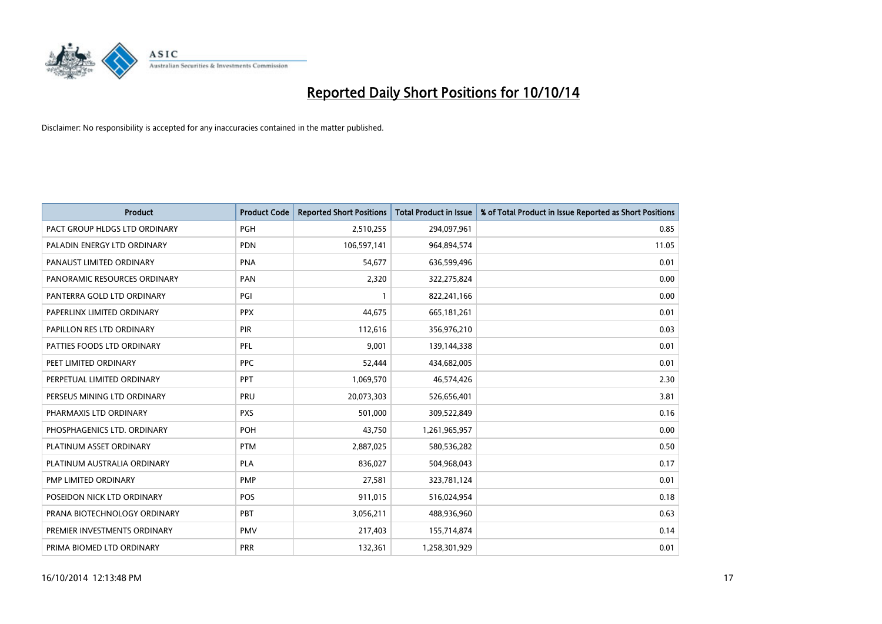# Reported Daily Short Positions for 10/10/14

Disclaimer: No responsibility is accepted for any inaccuracies contained in the matter published.

| Product | Product Code | Reported Short Positions | Total Product in Issue | % of Total Product in Issue Reported as Short Positions |
|---|---|---|---|---|
| PACT GROUP HLDGS LTD ORDINARY | PGH | 2,510,255 | 294,097,961 | 0.85 |
| PALADIN ENERGY LTD ORDINARY | PDN | 106,597,141 | 964,894,574 | 11.05 |
| PANAUST LIMITED ORDINARY | PNA | 54,677 | 636,599,496 | 0.01 |
| PANORAMIC RESOURCES ORDINARY | PAN | 2,320 | 322,275,824 | 0.00 |
| PANTERRA GOLD LTD ORDINARY | PGI | 1 | 822,241,166 | 0.00 |
| PAPERLINX LIMITED ORDINARY | PPX | 44,675 | 665,181,261 | 0.01 |
| PAPILLON RES LTD ORDINARY | PIR | 112,616 | 356,976,210 | 0.03 |
| PATTIES FOODS LTD ORDINARY | PFL | 9,001 | 139,144,338 | 0.01 |
| PEET LIMITED ORDINARY | PPC | 52,444 | 434,682,005 | 0.01 |
| PERPETUAL LIMITED ORDINARY | PPT | 1,069,570 | 46,574,426 | 2.30 |
| PERSEUS MINING LTD ORDINARY | PRU | 20,073,303 | 526,656,401 | 3.81 |
| PHARMAXIS LTD ORDINARY | PXS | 501,000 | 309,522,849 | 0.16 |
| PHOSPHAGENICS LTD. ORDINARY | POH | 43,750 | 1,261,965,957 | 0.00 |
| PLATINUM ASSET ORDINARY | PTM | 2,887,025 | 580,536,282 | 0.50 |
| PLATINUM AUSTRALIA ORDINARY | PLA | 836,027 | 504,968,043 | 0.17 |
| PMP LIMITED ORDINARY | PMP | 27,581 | 323,781,124 | 0.01 |
| POSEIDON NICK LTD ORDINARY | POS | 911,015 | 516,024,954 | 0.18 |
| PRANA BIOTECHNOLOGY ORDINARY | PBT | 3,056,211 | 488,936,960 | 0.63 |
| PREMIER INVESTMENTS ORDINARY | PMV | 217,403 | 155,714,874 | 0.14 |
| PRIMA BIOMED LTD ORDINARY | PRR | 132,361 | 1,258,301,929 | 0.01 |

16/10/2014 12:13:48 PM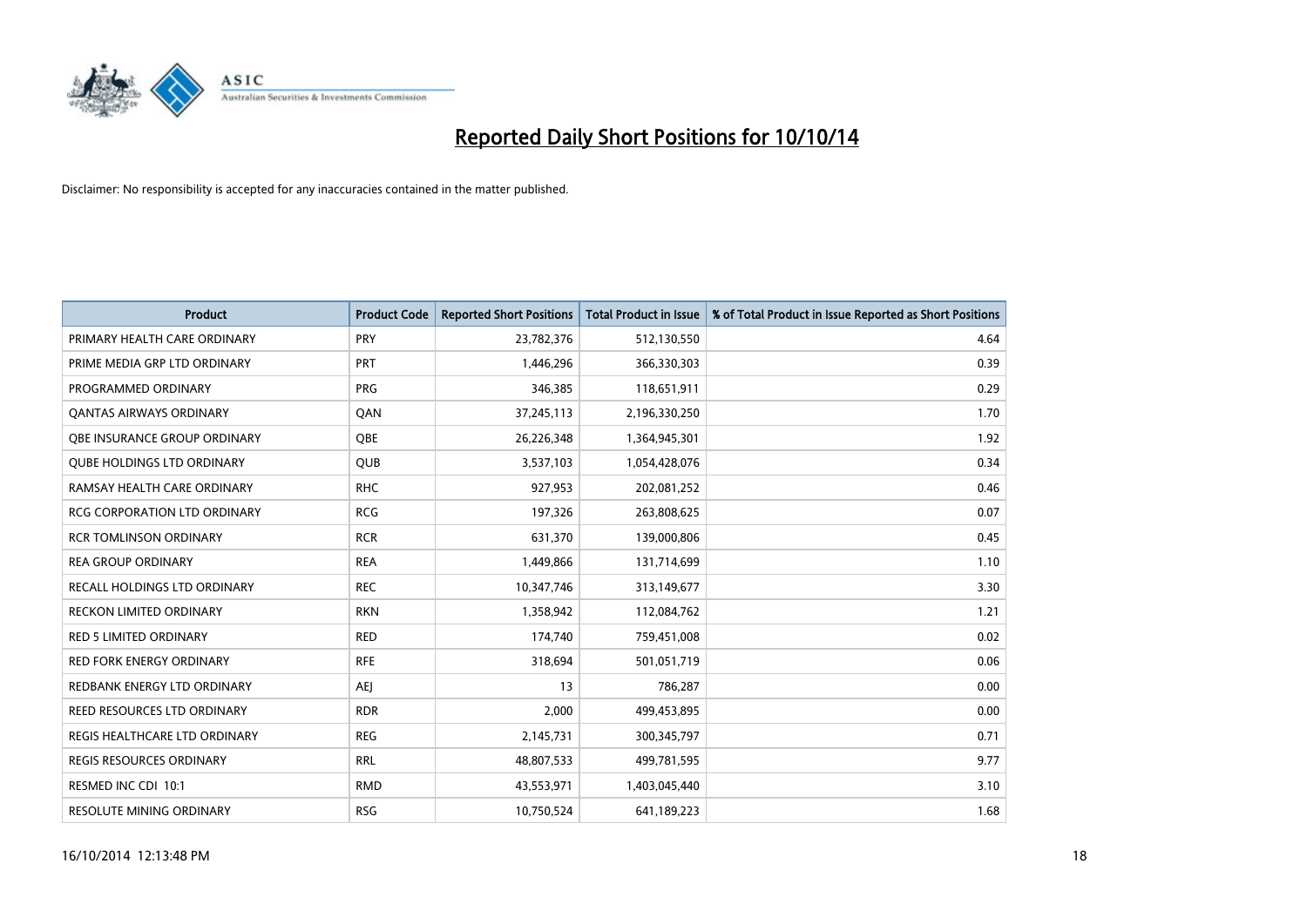# Reported Daily Short Positions for 10/10/14

Disclaimer: No responsibility is accepted for any inaccuracies contained in the matter published.

| Product | Product Code | Reported Short Positions | Total Product in Issue | % of Total Product in Issue Reported as Short Positions |
|---|---|---|---|---|
| PRIMARY HEALTH CARE ORDINARY | PRY | 23,782,376 | 512,130,550 | 4.64 |
| PRIME MEDIA GRP LTD ORDINARY | PRT | 1,446,296 | 366,330,303 | 0.39 |
| PROGRAMMED ORDINARY | PRG | 346,385 | 118,651,911 | 0.29 |
| QANTAS AIRWAYS ORDINARY | QAN | 37,245,113 | 2,196,330,250 | 1.70 |
| QBE INSURANCE GROUP ORDINARY | QBE | 26,226,348 | 1,364,945,301 | 1.92 |
| QUBE HOLDINGS LTD ORDINARY | QUB | 3,537,103 | 1,054,428,076 | 0.34 |
| RAMSAY HEALTH CARE ORDINARY | RHC | 927,953 | 202,081,252 | 0.46 |
| RCG CORPORATION LTD ORDINARY | RCG | 197,326 | 263,808,625 | 0.07 |
| RCR TOMLINSON ORDINARY | RCR | 631,370 | 139,000,806 | 0.45 |
| REA GROUP ORDINARY | REA | 1,449,866 | 131,714,699 | 1.10 |
| RECALL HOLDINGS LTD ORDINARY | REC | 10,347,746 | 313,149,677 | 3.30 |
| RECKON LIMITED ORDINARY | RKN | 1,358,942 | 112,084,762 | 1.21 |
| RED 5 LIMITED ORDINARY | RED | 174,740 | 759,451,008 | 0.02 |
| RED FORK ENERGY ORDINARY | RFE | 318,694 | 501,051,719 | 0.06 |
| REDBANK ENERGY LTD ORDINARY | AEJ | 13 | 786,287 | 0.00 |
| REED RESOURCES LTD ORDINARY | RDR | 2,000 | 499,453,895 | 0.00 |
| REGIS HEALTHCARE LTD ORDINARY | REG | 2,145,731 | 300,345,797 | 0.71 |
| REGIS RESOURCES ORDINARY | RRL | 48,807,533 | 499,781,595 | 9.77 |
| RESMED INC CDI 10:1 | RMD | 43,553,971 | 1,403,045,440 | 3.10 |
| RESOLUTE MINING ORDINARY | RSG | 10,750,524 | 641,189,223 | 1.68 |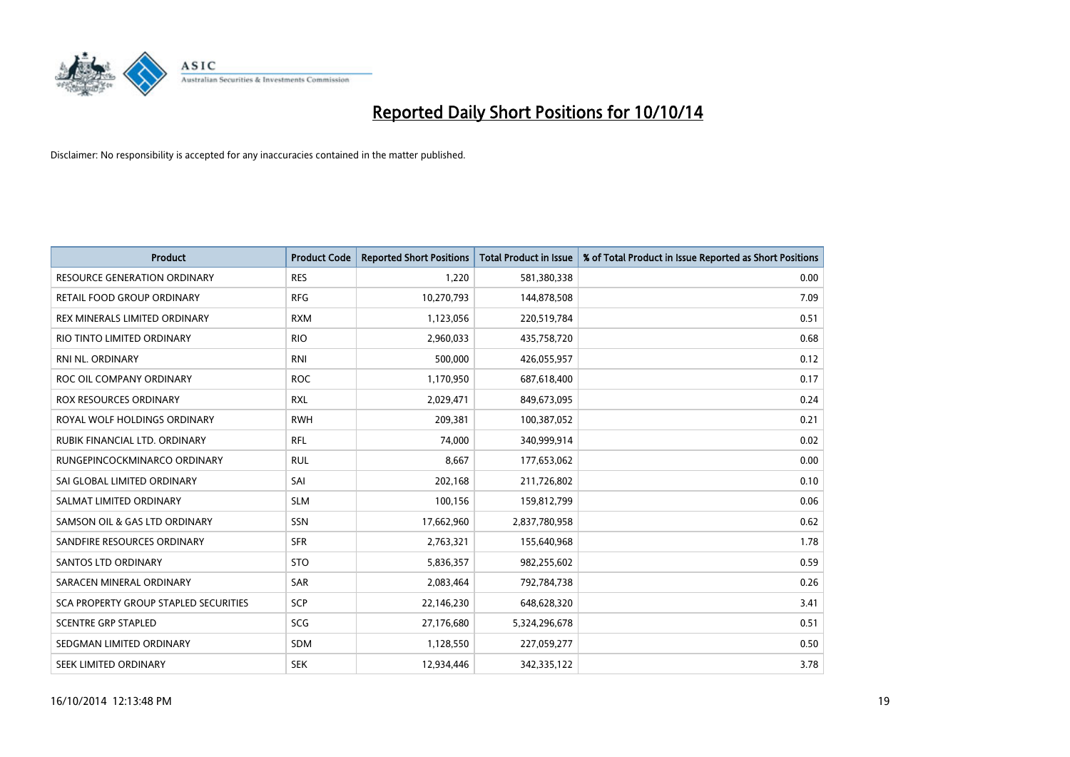# Reported Daily Short Positions for 10/10/14

Disclaimer: No responsibility is accepted for any inaccuracies contained in the matter published.

| Product | Product Code | Reported Short Positions | Total Product in Issue | % of Total Product in Issue Reported as Short Positions |
|---|---|---|---|---|
| RESOURCE GENERATION ORDINARY | RES | 1,220 | 581,380,338 | 0.00 |
| RETAIL FOOD GROUP ORDINARY | RFG | 10,270,793 | 144,878,508 | 7.09 |
| REX MINERALS LIMITED ORDINARY | RXM | 1,123,056 | 220,519,784 | 0.51 |
| RIO TINTO LIMITED ORDINARY | RIO | 2,960,033 | 435,758,720 | 0.68 |
| RNI NL. ORDINARY | RNI | 500,000 | 426,055,957 | 0.12 |
| ROC OIL COMPANY ORDINARY | ROC | 1,170,950 | 687,618,400 | 0.17 |
| ROX RESOURCES ORDINARY | RXL | 2,029,471 | 849,673,095 | 0.24 |
| ROYAL WOLF HOLDINGS ORDINARY | RWH | 209,381 | 100,387,052 | 0.21 |
| RUBIK FINANCIAL LTD. ORDINARY | RFL | 74,000 | 340,999,914 | 0.02 |
| RUNGEPINCOCKMINARCO ORDINARY | RUL | 8,667 | 177,653,062 | 0.00 |
| SAI GLOBAL LIMITED ORDINARY | SAI | 202,168 | 211,726,802 | 0.10 |
| SALMAT LIMITED ORDINARY | SLM | 100,156 | 159,812,799 | 0.06 |
| SAMSON OIL & GAS LTD ORDINARY | SSN | 17,662,960 | 2,837,780,958 | 0.62 |
| SANDFIRE RESOURCES ORDINARY | SFR | 2,763,321 | 155,640,968 | 1.78 |
| SANTOS LTD ORDINARY | STO | 5,836,357 | 982,255,602 | 0.59 |
| SARACEN MINERAL ORDINARY | SAR | 2,083,464 | 792,784,738 | 0.26 |
| SCA PROPERTY GROUP STAPLED SECURITIES | SCP | 22,146,230 | 648,628,320 | 3.41 |
| SCENTRE GRP STAPLED | SCG | 27,176,680 | 5,324,296,678 | 0.51 |
| SEDGMAN LIMITED ORDINARY | SDM | 1,128,550 | 227,059,277 | 0.50 |
| SEEK LIMITED ORDINARY | SEK | 12,934,446 | 342,335,122 | 3.78 |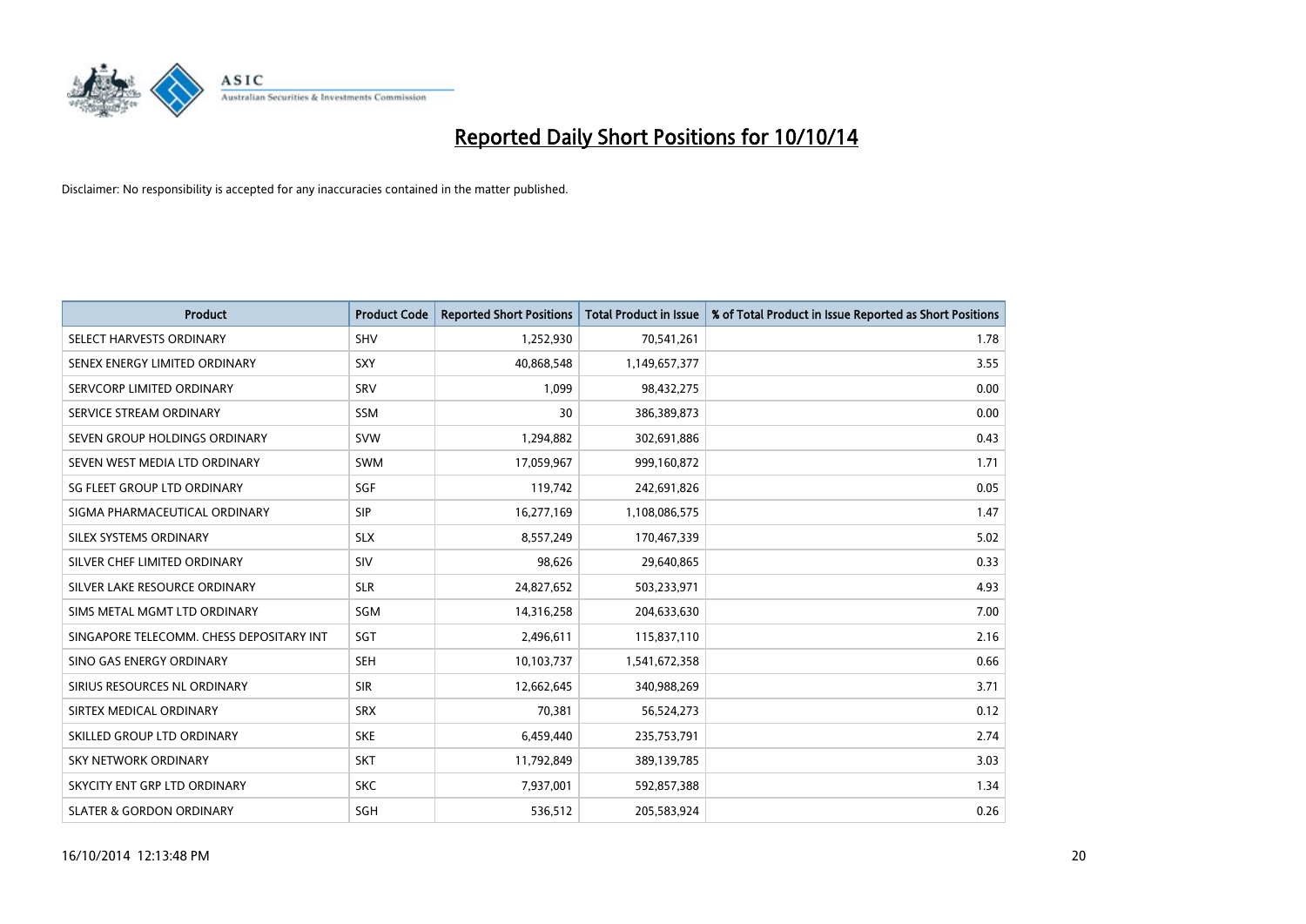# Reported Daily Short Positions for 10/10/14

Disclaimer: No responsibility is accepted for any inaccuracies contained in the matter published.

| Product | Product Code | Reported Short Positions | Total Product in Issue | % of Total Product in Issue Reported as Short Positions |
|---|---|---|---|---|
| SELECT HARVESTS ORDINARY | SHV | 1,252,930 | 70,541,261 | 1.78 |
| SENEX ENERGY LIMITED ORDINARY | SXY | 40,868,548 | 1,149,657,377 | 3.55 |
| SERVCORP LIMITED ORDINARY | SRV | 1,099 | 98,432,275 | 0.00 |
| SERVICE STREAM ORDINARY | SSM | 30 | 386,389,873 | 0.00 |
| SEVEN GROUP HOLDINGS ORDINARY | SVW | 1,294,882 | 302,691,886 | 0.43 |
| SEVEN WEST MEDIA LTD ORDINARY | SWM | 17,059,967 | 999,160,872 | 1.71 |
| SG FLEET GROUP LTD ORDINARY | SGF | 119,742 | 242,691,826 | 0.05 |
| SIGMA PHARMACEUTICAL ORDINARY | SIP | 16,277,169 | 1,108,086,575 | 1.47 |
| SILEX SYSTEMS ORDINARY | SLX | 8,557,249 | 170,467,339 | 5.02 |
| SILVER CHEF LIMITED ORDINARY | SIV | 98,626 | 29,640,865 | 0.33 |
| SILVER LAKE RESOURCE ORDINARY | SLR | 24,827,652 | 503,233,971 | 4.93 |
| SIMS METAL MGMT LTD ORDINARY | SGM | 14,316,258 | 204,633,630 | 7.00 |
| SINGAPORE TELECOMM. CHESS DEPOSITARY INT | SGT | 2,496,611 | 115,837,110 | 2.16 |
| SINO GAS ENERGY ORDINARY | SEH | 10,103,737 | 1,541,672,358 | 0.66 |
| SIRIUS RESOURCES NL ORDINARY | SIR | 12,662,645 | 340,988,269 | 3.71 |
| SIRTEX MEDICAL ORDINARY | SRX | 70,381 | 56,524,273 | 0.12 |
| SKILLED GROUP LTD ORDINARY | SKE | 6,459,440 | 235,753,791 | 2.74 |
| SKY NETWORK ORDINARY | SKT | 11,792,849 | 389,139,785 | 3.03 |
| SKYCITY ENT GRP LTD ORDINARY | SKC | 7,937,001 | 592,857,388 | 1.34 |
| SLATER & GORDON ORDINARY | SGH | 536,512 | 205,583,924 | 0.26 |

16/10/2014 12:13:48 PM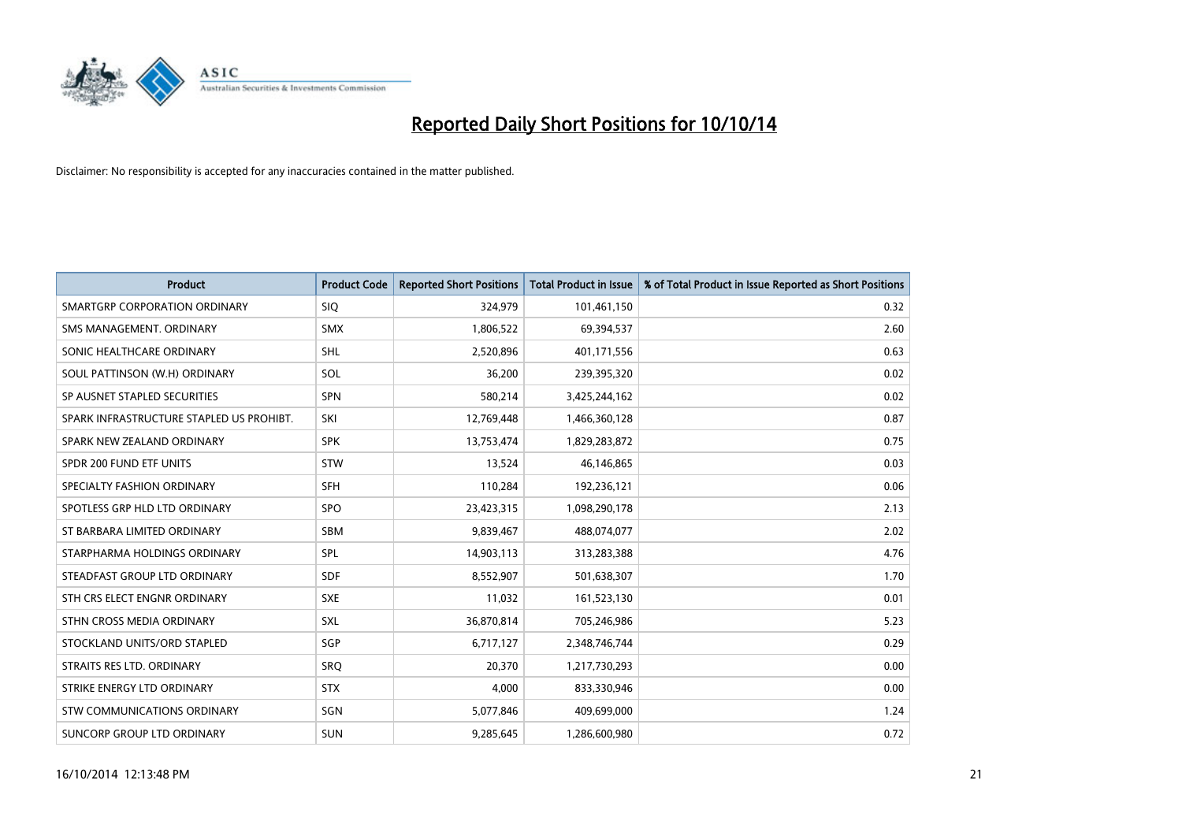# Reported Daily Short Positions for 10/10/14

Disclaimer: No responsibility is accepted for any inaccuracies contained in the matter published.

| Product | Product Code | Reported Short Positions | Total Product in Issue | % of Total Product in Issue Reported as Short Positions |
|---|---|---|---|---|
| SMARTGRP CORPORATION ORDINARY | SIQ | 324,979 | 101,461,150 | 0.32 |
| SMS MANAGEMENT. ORDINARY | SMX | 1,806,522 | 69,394,537 | 2.60 |
| SONIC HEALTHCARE ORDINARY | SHL | 2,520,896 | 401,171,556 | 0.63 |
| SOUL PATTINSON (W.H) ORDINARY | SOL | 36,200 | 239,395,320 | 0.02 |
| SP AUSNET STAPLED SECURITIES | SPN | 580,214 | 3,425,244,162 | 0.02 |
| SPARK INFRASTRUCTURE STAPLED US PROHIBT. | SKI | 12,769,448 | 1,466,360,128 | 0.87 |
| SPARK NEW ZEALAND ORDINARY | SPK | 13,753,474 | 1,829,283,872 | 0.75 |
| SPDR 200 FUND ETF UNITS | STW | 13,524 | 46,146,865 | 0.03 |
| SPECIALTY FASHION ORDINARY | SFH | 110,284 | 192,236,121 | 0.06 |
| SPOTLESS GRP HLD LTD ORDINARY | SPO | 23,423,315 | 1,098,290,178 | 2.13 |
| ST BARBARA LIMITED ORDINARY | SBM | 9,839,467 | 488,074,077 | 2.02 |
| STARPHARMA HOLDINGS ORDINARY | SPL | 14,903,113 | 313,283,388 | 4.76 |
| STEADFAST GROUP LTD ORDINARY | SDF | 8,552,907 | 501,638,307 | 1.70 |
| STH CRS ELECT ENGNR ORDINARY | SXE | 11,032 | 161,523,130 | 0.01 |
| STHN CROSS MEDIA ORDINARY | SXL | 36,870,814 | 705,246,986 | 5.23 |
| STOCKLAND UNITS/ORD STAPLED | SGP | 6,717,127 | 2,348,746,744 | 0.29 |
| STRAITS RES LTD. ORDINARY | SRQ | 20,370 | 1,217,730,293 | 0.00 |
| STRIKE ENERGY LTD ORDINARY | STX | 4,000 | 833,330,946 | 0.00 |
| STW COMMUNICATIONS ORDINARY | SGN | 5,077,846 | 409,699,000 | 1.24 |
| SUNCORP GROUP LTD ORDINARY | SUN | 9,285,645 | 1,286,600,980 | 0.72 |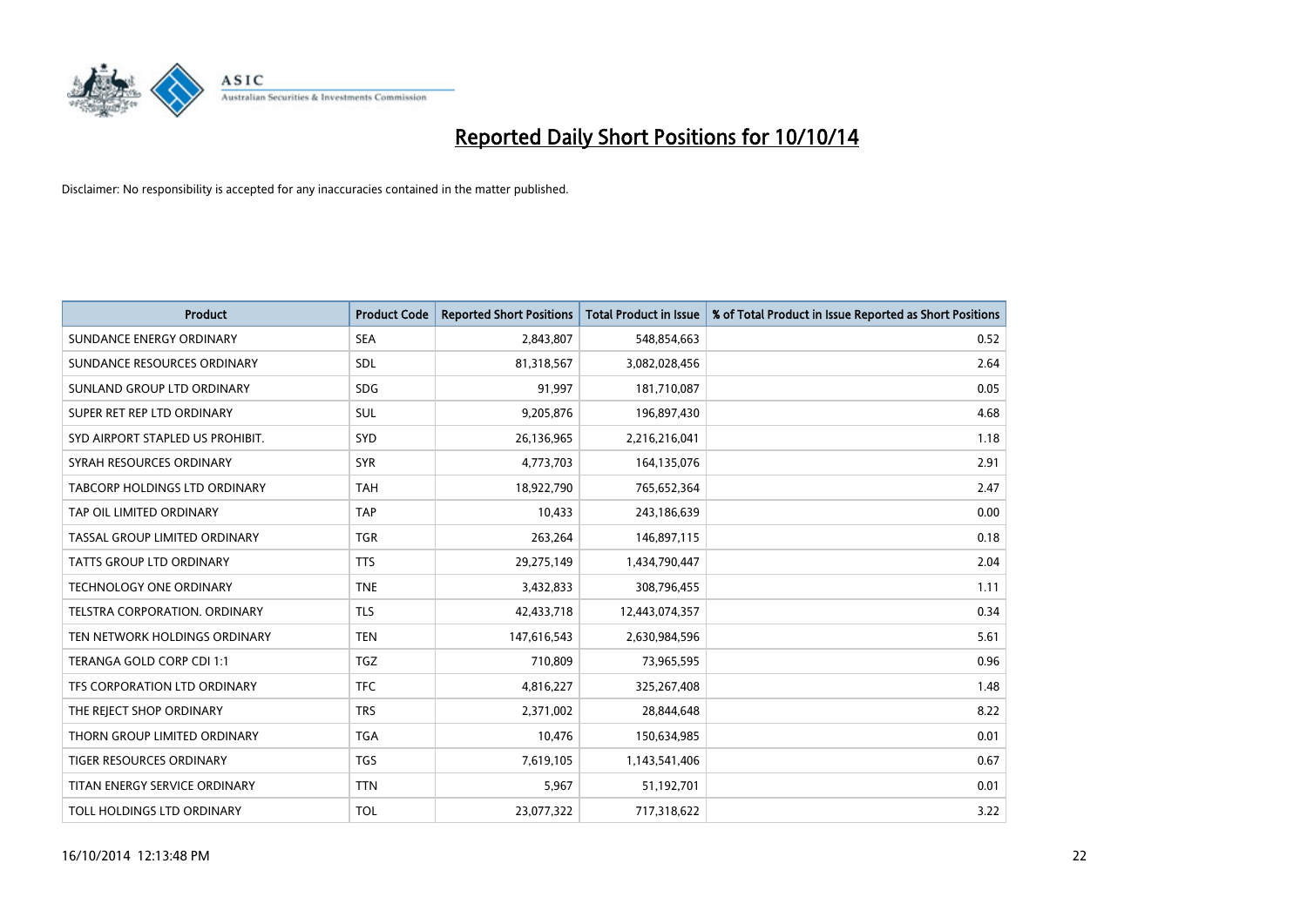# Reported Daily Short Positions for 10/10/14

Disclaimer: No responsibility is accepted for any inaccuracies contained in the matter published.

| Product | Product Code | Reported Short Positions | Total Product in Issue | % of Total Product in Issue Reported as Short Positions |
|---|---|---|---|---|
| SUNDANCE ENERGY ORDINARY | SEA | 2,843,807 | 548,854,663 | 0.52 |
| SUNDANCE RESOURCES ORDINARY | SDL | 81,318,567 | 3,082,028,456 | 2.64 |
| SUNLAND GROUP LTD ORDINARY | SDG | 91,997 | 181,710,087 | 0.05 |
| SUPER RET REP LTD ORDINARY | SUL | 9,205,876 | 196,897,430 | 4.68 |
| SYD AIRPORT STAPLED US PROHIBIT. | SYD | 26,136,965 | 2,216,216,041 | 1.18 |
| SYRAH RESOURCES ORDINARY | SYR | 4,773,703 | 164,135,076 | 2.91 |
| TABCORP HOLDINGS LTD ORDINARY | TAH | 18,922,790 | 765,652,364 | 2.47 |
| TAP OIL LIMITED ORDINARY | TAP | 10,433 | 243,186,639 | 0.00 |
| TASSAL GROUP LIMITED ORDINARY | TGR | 263,264 | 146,897,115 | 0.18 |
| TATTS GROUP LTD ORDINARY | TTS | 29,275,149 | 1,434,790,447 | 2.04 |
| TECHNOLOGY ONE ORDINARY | TNE | 3,432,833 | 308,796,455 | 1.11 |
| TELSTRA CORPORATION. ORDINARY | TLS | 42,433,718 | 12,443,074,357 | 0.34 |
| TEN NETWORK HOLDINGS ORDINARY | TEN | 147,616,543 | 2,630,984,596 | 5.61 |
| TERANGA GOLD CORP CDI 1:1 | TGZ | 710,809 | 73,965,595 | 0.96 |
| TFS CORPORATION LTD ORDINARY | TFC | 4,816,227 | 325,267,408 | 1.48 |
| THE REJECT SHOP ORDINARY | TRS | 2,371,002 | 28,844,648 | 8.22 |
| THORN GROUP LIMITED ORDINARY | TGA | 10,476 | 150,634,985 | 0.01 |
| TIGER RESOURCES ORDINARY | TGS | 7,619,105 | 1,143,541,406 | 0.67 |
| TITAN ENERGY SERVICE ORDINARY | TTN | 5,967 | 51,192,701 | 0.01 |
| TOLL HOLDINGS LTD ORDINARY | TOL | 23,077,322 | 717,318,622 | 3.22 |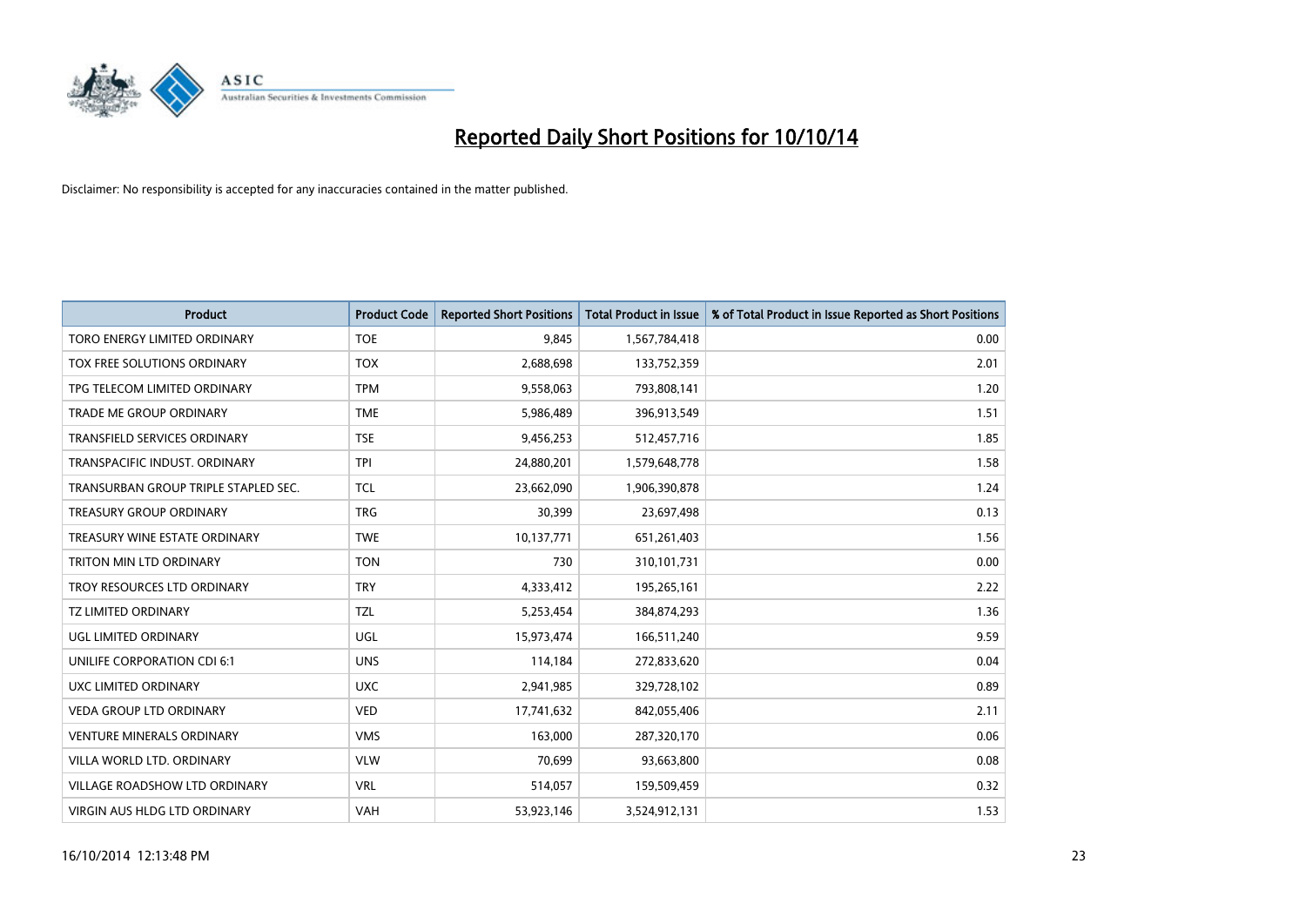# Reported Daily Short Positions for 10/10/14

Disclaimer: No responsibility is accepted for any inaccuracies contained in the matter published.

| Product | Product Code | Reported Short Positions | Total Product in Issue | % of Total Product in Issue Reported as Short Positions |
|---|---|---|---|---|
| TORO ENERGY LIMITED ORDINARY | TOE | 9,845 | 1,567,784,418 | 0.00 |
| TOX FREE SOLUTIONS ORDINARY | TOX | 2,688,698 | 133,752,359 | 2.01 |
| TPG TELECOM LIMITED ORDINARY | TPM | 9,558,063 | 793,808,141 | 1.20 |
| TRADE ME GROUP ORDINARY | TME | 5,986,489 | 396,913,549 | 1.51 |
| TRANSFIELD SERVICES ORDINARY | TSE | 9,456,253 | 512,457,716 | 1.85 |
| TRANSPACIFIC INDUST. ORDINARY | TPI | 24,880,201 | 1,579,648,778 | 1.58 |
| TRANSURBAN GROUP TRIPLE STAPLED SEC. | TCL | 23,662,090 | 1,906,390,878 | 1.24 |
| TREASURY GROUP ORDINARY | TRG | 30,399 | 23,697,498 | 0.13 |
| TREASURY WINE ESTATE ORDINARY | TWE | 10,137,771 | 651,261,403 | 1.56 |
| TRITON MIN LTD ORDINARY | TON | 730 | 310,101,731 | 0.00 |
| TROY RESOURCES LTD ORDINARY | TRY | 4,333,412 | 195,265,161 | 2.22 |
| TZ LIMITED ORDINARY | TZL | 5,253,454 | 384,874,293 | 1.36 |
| UGL LIMITED ORDINARY | UGL | 15,973,474 | 166,511,240 | 9.59 |
| UNILIFE CORPORATION CDI 6:1 | UNS | 114,184 | 272,833,620 | 0.04 |
| UXC LIMITED ORDINARY | UXC | 2,941,985 | 329,728,102 | 0.89 |
| VEDA GROUP LTD ORDINARY | VED | 17,741,632 | 842,055,406 | 2.11 |
| VENTURE MINERALS ORDINARY | VMS | 163,000 | 287,320,170 | 0.06 |
| VILLA WORLD LTD. ORDINARY | VLW | 70,699 | 93,663,800 | 0.08 |
| VILLAGE ROADSHOW LTD ORDINARY | VRL | 514,057 | 159,509,459 | 0.32 |
| VIRGIN AUS HLDG LTD ORDINARY | VAH | 53,923,146 | 3,524,912,131 | 1.53 |

16/10/2014 12:13:48 PM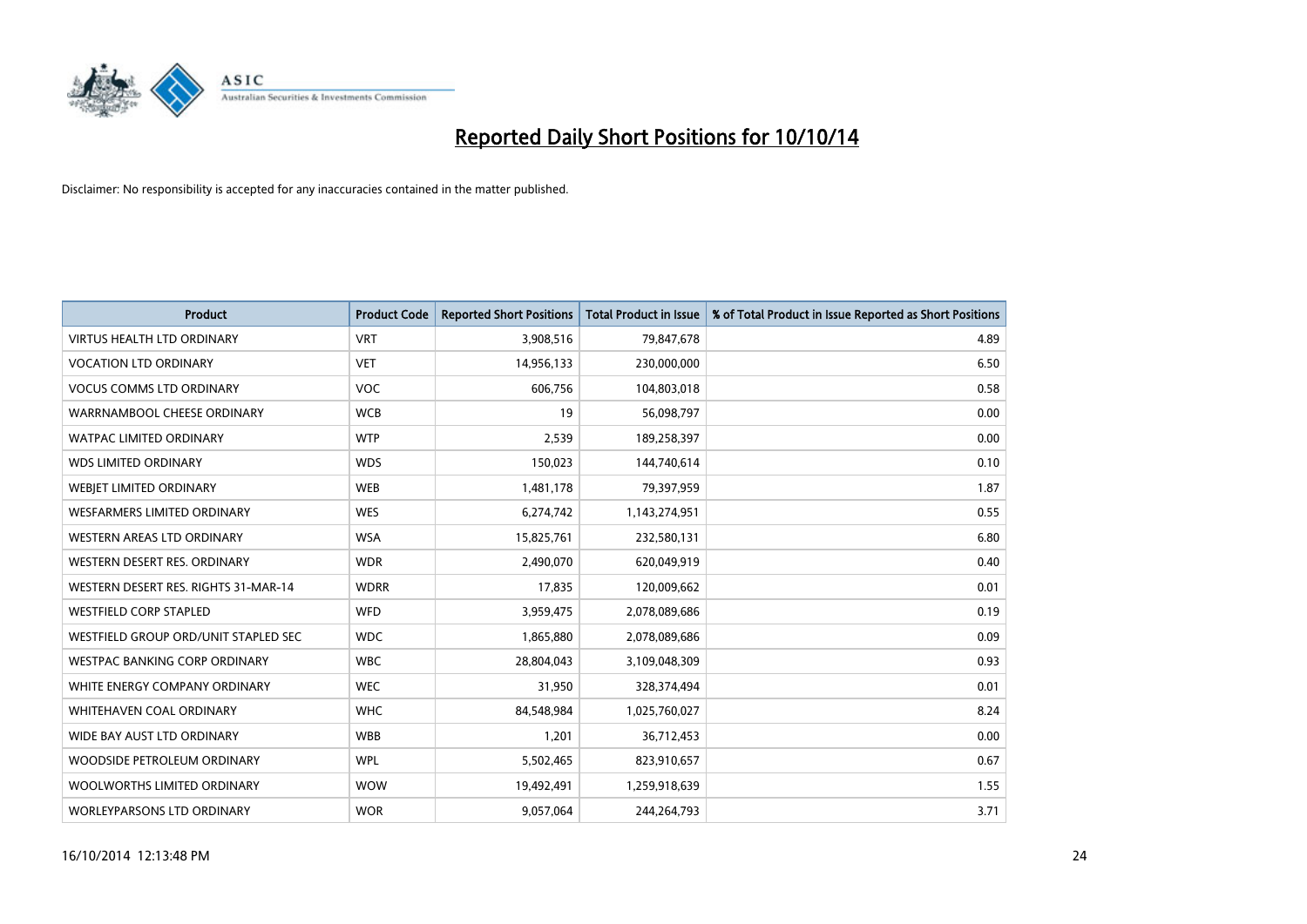# Reported Daily Short Positions for 10/10/14

Disclaimer: No responsibility is accepted for any inaccuracies contained in the matter published.

| Product | Product Code | Reported Short Positions | Total Product in Issue | % of Total Product in Issue Reported as Short Positions |
| --- | --- | --- | --- | --- |
| VIRTUS HEALTH LTD ORDINARY | VRT | 3,908,516 | 79,847,678 | 4.89 |
| VOCATION LTD ORDINARY | VET | 14,956,133 | 230,000,000 | 6.50 |
| VOCUS COMMS LTD ORDINARY | VOC | 606,756 | 104,803,018 | 0.58 |
| WARRNAMBOOL CHEESE ORDINARY | WCB | 19 | 56,098,797 | 0.00 |
| WATPAC LIMITED ORDINARY | WTP | 2,539 | 189,258,397 | 0.00 |
| WDS LIMITED ORDINARY | WDS | 150,023 | 144,740,614 | 0.10 |
| WEBJET LIMITED ORDINARY | WEB | 1,481,178 | 79,397,959 | 1.87 |
| WESFARMERS LIMITED ORDINARY | WES | 6,274,742 | 1,143,274,951 | 0.55 |
| WESTERN AREAS LTD ORDINARY | WSA | 15,825,761 | 232,580,131 | 6.80 |
| WESTERN DESERT RES. ORDINARY | WDR | 2,490,070 | 620,049,919 | 0.40 |
| WESTERN DESERT RES. RIGHTS 31-MAR-14 | WDRR | 17,835 | 120,009,662 | 0.01 |
| WESTFIELD CORP STAPLED | WFD | 3,959,475 | 2,078,089,686 | 0.19 |
| WESTFIELD GROUP ORD/UNIT STAPLED SEC | WDC | 1,865,880 | 2,078,089,686 | 0.09 |
| WESTPAC BANKING CORP ORDINARY | WBC | 28,804,043 | 3,109,048,309 | 0.93 |
| WHITE ENERGY COMPANY ORDINARY | WEC | 31,950 | 328,374,494 | 0.01 |
| WHITEHAVEN COAL ORDINARY | WHC | 84,548,984 | 1,025,760,027 | 8.24 |
| WIDE BAY AUST LTD ORDINARY | WBB | 1,201 | 36,712,453 | 0.00 |
| WOODSIDE PETROLEUM ORDINARY | WPL | 5,502,465 | 823,910,657 | 0.67 |
| WOOLWORTHS LIMITED ORDINARY | WOW | 19,492,491 | 1,259,918,639 | 1.55 |
| WORLEYPARSONS LTD ORDINARY | WOR | 9,057,064 | 244,264,793 | 3.71 |

16/10/2014 12:13:48 PM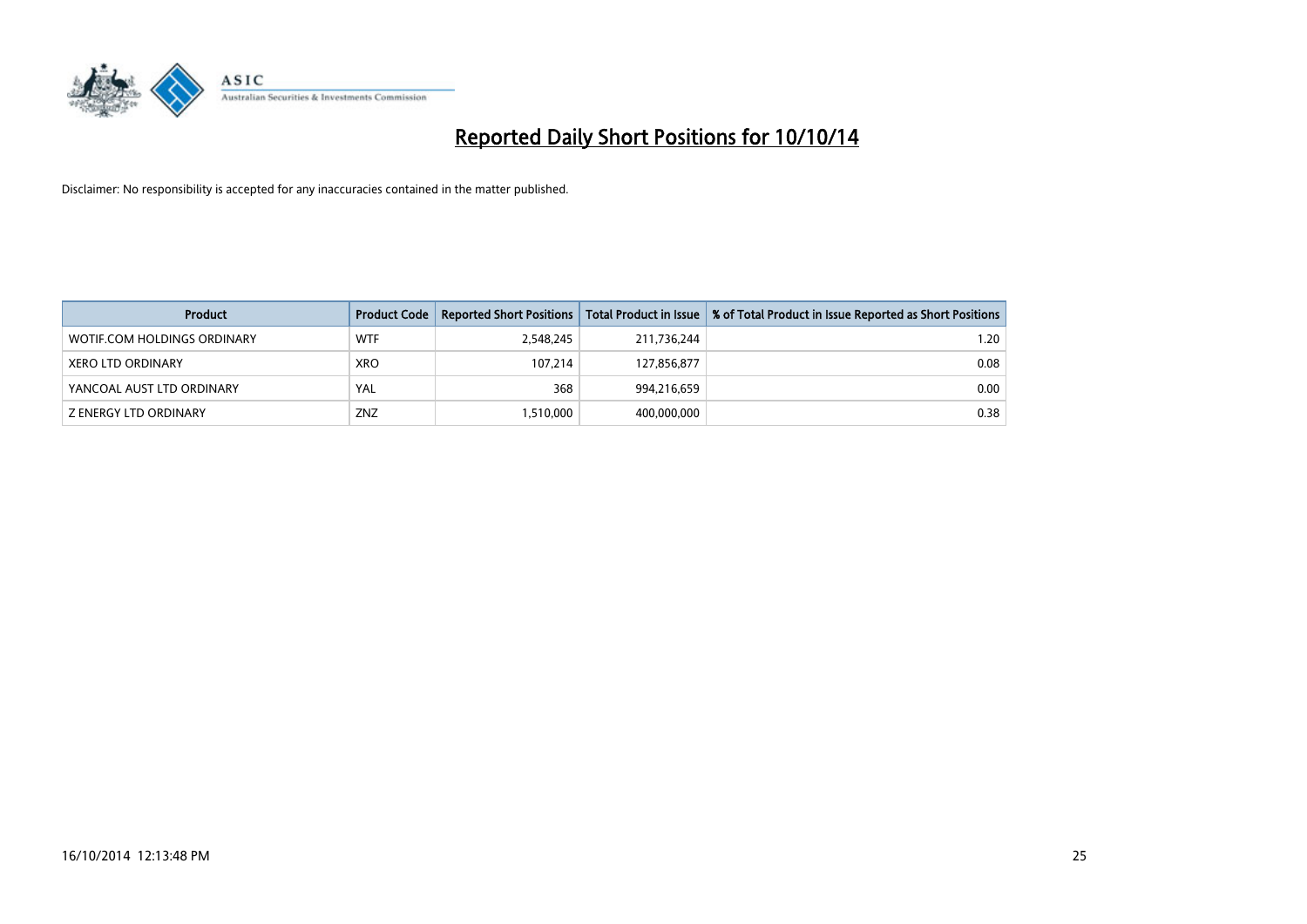# Reported Daily Short Positions for 10/10/14

Disclaimer: No responsibility is accepted for any inaccuracies contained in the matter published.

| Product | Product Code | Reported Short Positions | Total Product in Issue | % of Total Product in Issue Reported as Short Positions |
|---|---|---|---|---|
| WOTIF.COM HOLDINGS ORDINARY | WTF | 2,548,245 | 211,736,244 | 1.20 |
| XERO LTD ORDINARY | XRO | 107,214 | 127,856,877 | 0.08 |
| YANCOAL AUST LTD ORDINARY | YAL | 368 | 994,216,659 | 0.00 |
| Z ENERGY LTD ORDINARY | ZNZ | 1,510,000 | 400,000,000 | 0.38 |